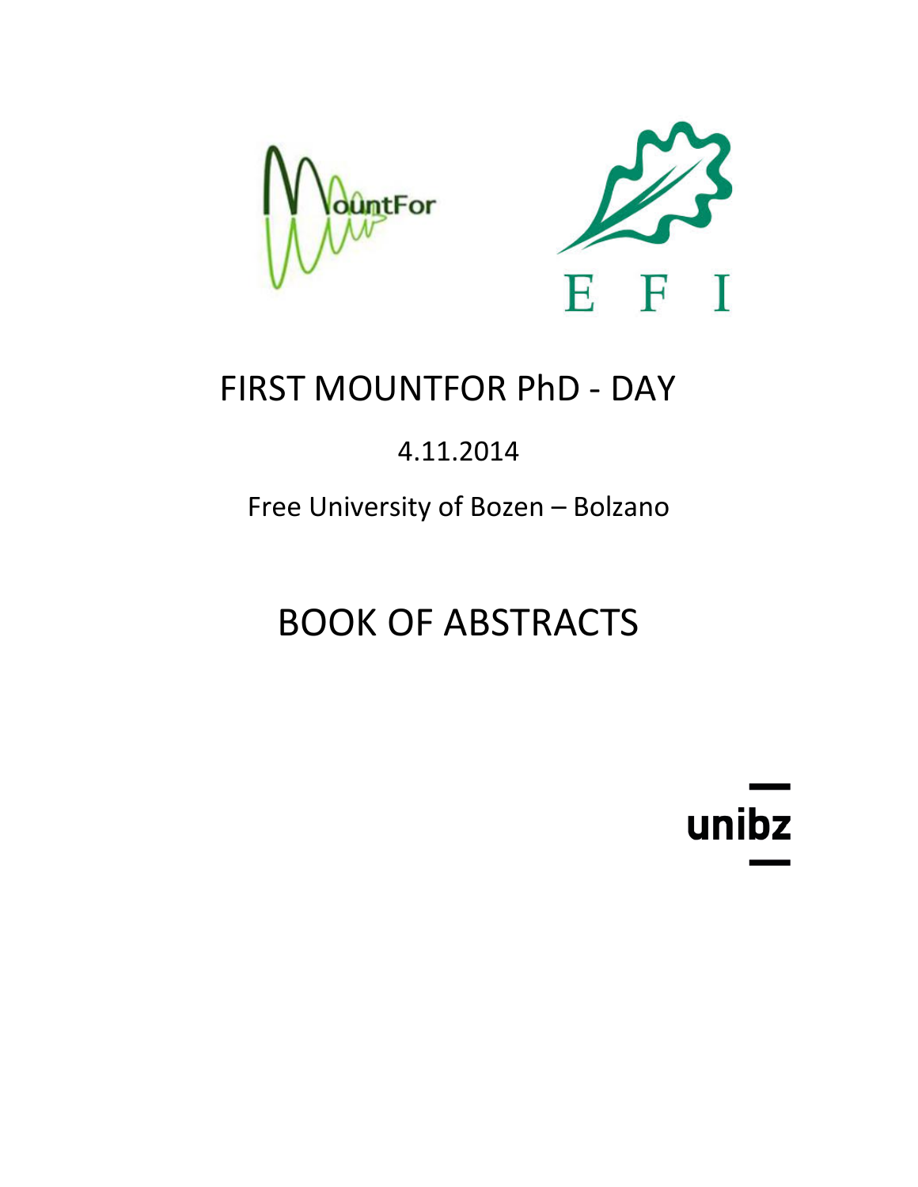# FIRST MOUNTFOR PhD - DAY

4.11.2014

Free University of Bozen – Bolzano

# BOOK OF ABSTRACTS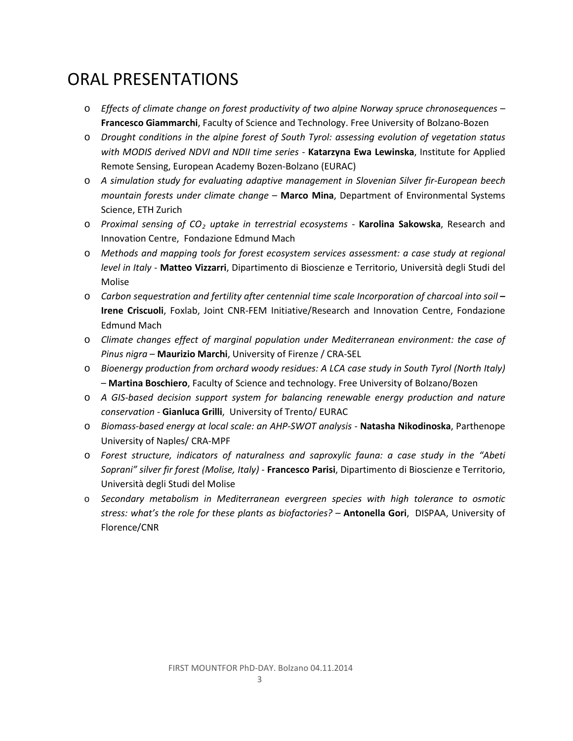# ORAL PRESENTATIONS

- *Effects of climate change on forest productivity of two alpine Norway spruce chronosequences* – **Francesco Giammarchi**, Faculty of Science and Technology. Free University of Bolzano-Bozen
- *Drought conditions in the alpine forest of South Tyrol: assessing evolution of vegetation status with MODIS derived NDVI and NDII time series* - **Katarzyna Ewa Lewinska**, Institute for Applied Remote Sensing, European Academy Bozen-Bolzano (EURAC)
- *A simulation study for evaluating adaptive management in Slovenian Silver fir-European beech mountain forests under climate change* – **Marco Mina**, Department of Environmental Systems Science, ETH Zurich
- *Proximal sensing of $CO_2$ uptake in terrestrial ecosystems* - **Karolina Sakowska**, Research and Innovation Centre, Fondazione Edmund Mach
- *Methods and mapping tools for forest ecosystem services assessment: a case study at regional level in Italy* - **Matteo Vizzarri**, Dipartimento di Bioscienze e Territorio, Università degli Studi del Molise
- *Carbon sequestration and fertility after centennial time scale Incorporation of charcoal into soil* **–** **Irene Criscuoli**, Foxlab, Joint CNR-FEM Initiative/Research and Innovation Centre, Fondazione Edmund Mach
- *Climate changes effect of marginal population under Mediterranean environment: the case of Pinus nigra* – **Maurizio Marchi**, University of Firenze / CRA-SEL
- *Bioenergy production from orchard woody residues: A LCA case study in South Tyrol (North Italy)* – **Martina Boschiero**, Faculty of Science and technology. Free University of Bolzano/Bozen
- *A GIS-based decision support system for balancing renewable energy production and nature conservation* - **Gianluca Grilli**, University of Trento/ EURAC
- *Biomass-based energy at local scale: an AHP-SWOT analysis* - **Natasha Nikodinoska**, Parthenope University of Naples/ CRA-MPF
- *Forest structure, indicators of naturalness and saproxylic fauna: a case study in the "Abeti Soprani" silver fir forest (Molise, Italy)* - **Francesco Parisi**, Dipartimento di Bioscienze e Territorio, Università degli Studi del Molise
- *Secondary metabolism in Mediterranean evergreen species with high tolerance to osmotic stress: what's the role for these plants as biofactories?* – **Antonella Gori**, DISPAA, University of Florence/CNR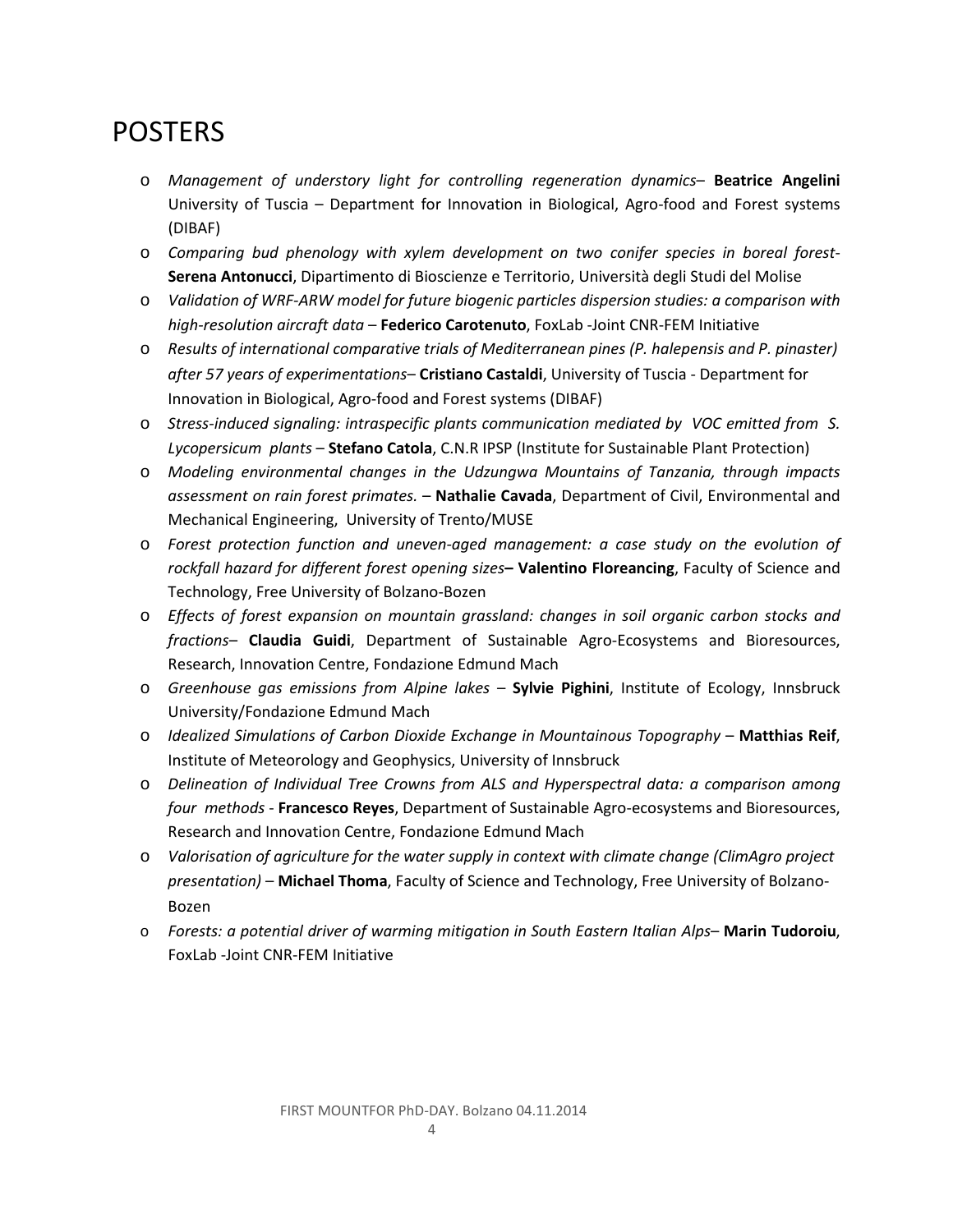# POSTERS

- *Management of understory light for controlling regeneration dynamics*– **Beatrice Angelini** University of Tuscia – Department for Innovation in Biological, Agro-food and Forest systems (DIBAF)
- *Comparing bud phenology with xylem development on two conifer species in boreal forest*- **Serena Antonucci**, Dipartimento di Bioscienze e Territorio, Università degli Studi del Molise
- *Validation of WRF-ARW model for future biogenic particles dispersion studies: a comparison with high-resolution aircraft data* – **Federico Carotenuto**, FoxLab -Joint CNR-FEM Initiative
- *Results of international comparative trials of Mediterranean pines (P. halepensis and P. pinaster) after 57 years of experimentations*– **Cristiano Castaldi**, University of Tuscia - Department for Innovation in Biological, Agro-food and Forest systems (DIBAF)
- *Stress-induced signaling: intraspecific plants communication mediated by VOC emitted from S. Lycopersicum plants* – **Stefano Catola**, C.N.R IPSP (Institute for Sustainable Plant Protection)
- *Modeling environmental changes in the Udzungwa Mountains of Tanzania, through impacts assessment on rain forest primates.* – **Nathalie Cavada**, Department of Civil, Environmental and Mechanical Engineering, University of Trento/MUSE
- *Forest protection function and uneven-aged management: a case study on the evolution of rockfall hazard for different forest opening sizes*– **Valentino Floreancing**, Faculty of Science and Technology, Free University of Bolzano-Bozen
- *Effects of forest expansion on mountain grassland: changes in soil organic carbon stocks and fractions*– **Claudia Guidi**, Department of Sustainable Agro-Ecosystems and Bioresources, Research, Innovation Centre, Fondazione Edmund Mach
- *Greenhouse gas emissions from Alpine lakes* – **Sylvie Pighini**, Institute of Ecology, Innsbruck University/Fondazione Edmund Mach
- *Idealized Simulations of Carbon Dioxide Exchange in Mountainous Topography* – **Matthias Reif**, Institute of Meteorology and Geophysics, University of Innsbruck
- *Delineation of Individual Tree Crowns from ALS and Hyperspectral data: a comparison among four methods* - **Francesco Reyes**, Department of Sustainable Agro-ecosystems and Bioresources, Research and Innovation Centre, Fondazione Edmund Mach
- *Valorisation of agriculture for the water supply in context with climate change (ClimAgro project presentation)* – **Michael Thoma**, Faculty of Science and Technology, Free University of Bolzano-Bozen
- *Forests: a potential driver of warming mitigation in South Eastern Italian Alps*– **Marin Tudoroiu**, FoxLab -Joint CNR-FEM Initiative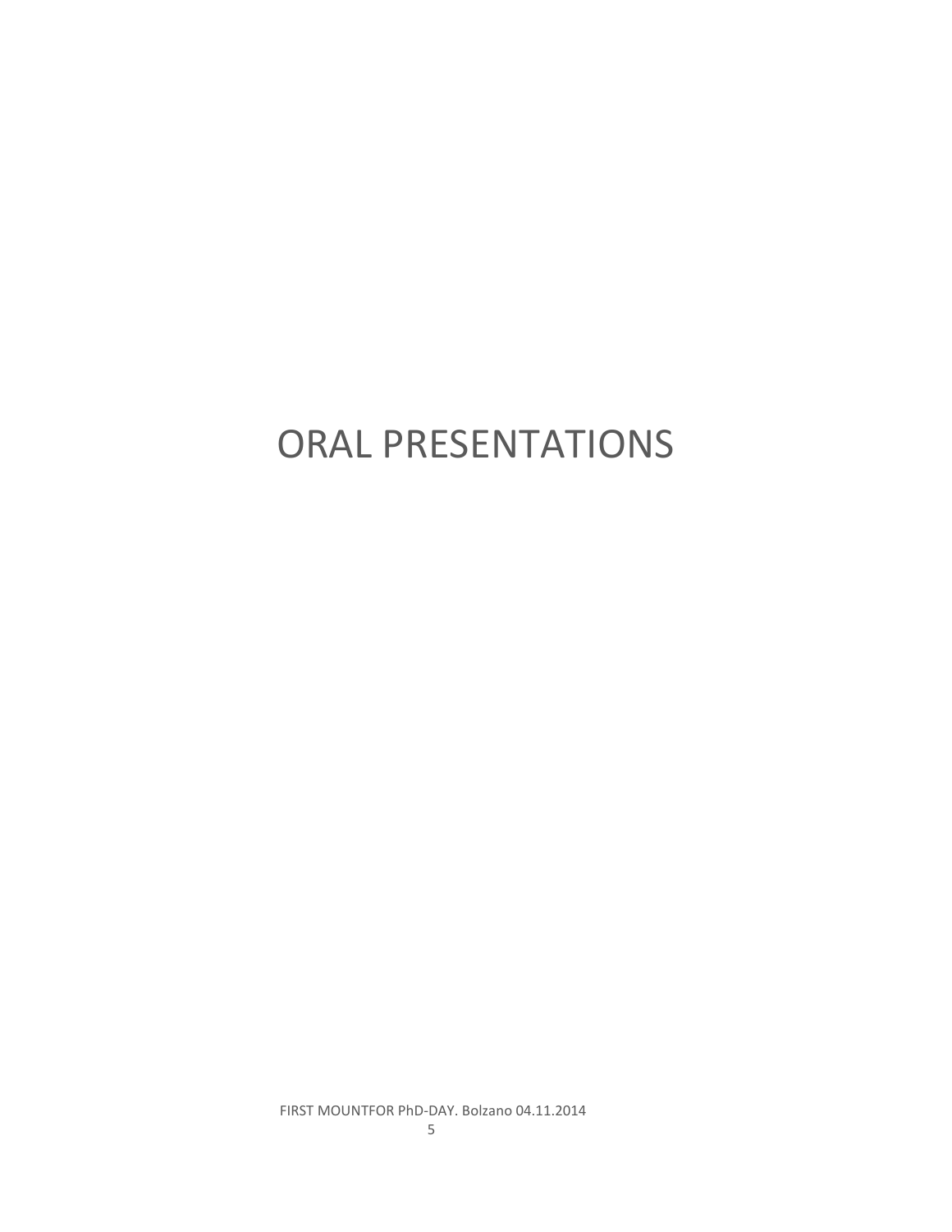# ORAL PRESENTATIONS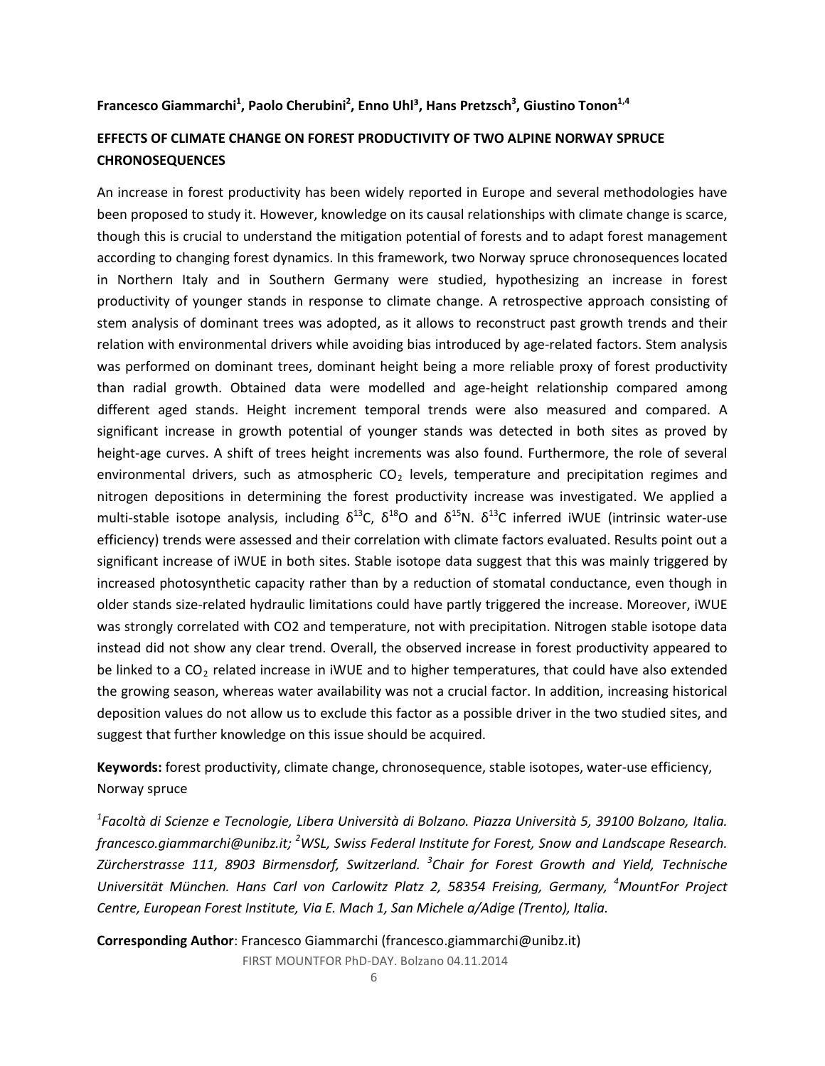**Francesco Giammarchi[1], Paolo Cherubini[2], Enno Uhl[3], Hans Pretzsch[3], Giustino Tonon[1,4]**

**EFFECTS OF CLIMATE CHANGE ON FOREST PRODUCTIVITY OF TWO ALPINE NORWAY SPRUCE CHRONOSEQUENCES**

An increase in forest productivity has been widely reported in Europe and several methodologies have been proposed to study it. However, knowledge on its causal relationships with climate change is scarce, though this is crucial to understand the mitigation potential of forests and to adapt forest management according to changing forest dynamics. In this framework, two Norway spruce chronosequences located in Northern Italy and in Southern Germany were studied, hypothesizing an increase in forest productivity of younger stands in response to climate change. A retrospective approach consisting of stem analysis of dominant trees was adopted, as it allows to reconstruct past growth trends and their relation with environmental drivers while avoiding bias introduced by age-related factors. Stem analysis was performed on dominant trees, dominant height being a more reliable proxy of forest productivity than radial growth. Obtained data were modelled and age-height relationship compared among different aged stands. Height increment temporal trends were also measured and compared. A significant increase in growth potential of younger stands was detected in both sites as proved by height-age curves. A shift of trees height increments was also found. Furthermore, the role of several environmental drivers, such as atmospheric $CO_2$ levels, temperature and precipitation regimes and nitrogen depositions in determining the forest productivity increase was investigated. We applied a multi-stable isotope analysis, including $\delta^{13}C$, $\delta^{18}O$ and $\delta^{15}N$. $\delta^{13}C$ inferred iWUE (intrinsic water-use efficiency) trends were assessed and their correlation with climate factors evaluated. Results point out a significant increase of iWUE in both sites. Stable isotope data suggest that this was mainly triggered by increased photosynthetic capacity rather than by a reduction of stomatal conductance, even though in older stands size-related hydraulic limitations could have partly triggered the increase. Moreover, iWUE was strongly correlated with CO2 and temperature, not with precipitation. Nitrogen stable isotope data instead did not show any clear trend. Overall, the observed increase in forest productivity appeared to be linked to a $CO_2$ related increase in iWUE and to higher temperatures, that could have also extended the growing season, whereas water availability was not a crucial factor. In addition, increasing historical deposition values do not allow us to exclude this factor as a possible driver in the two studied sites, and suggest that further knowledge on this issue should be acquired.

**Keywords:** forest productivity, climate change, chronosequence, stable isotopes, water-use efficiency, Norway spruce

*[1]Facoltà di Scienze e Tecnologie, Libera Università di Bolzano. Piazza Università 5, 39100 Bolzano, Italia. francesco.giammarchi@unibz.it; [2]WSL, Swiss Federal Institute for Forest, Snow and Landscape Research. Zürcherstrasse 111, 8903 Birmensdorf, Switzerland. [3]Chair for Forest Growth and Yield, Technische Universität München. Hans Carl von Carlowitz Platz 2, 58354 Freising, Germany, [4]MountFor Project Centre, European Forest Institute, Via E. Mach 1, San Michele a/Adige (Trento), Italia.*

**Corresponding Author**: Francesco Giammarchi (francesco.giammarchi@unibz.it)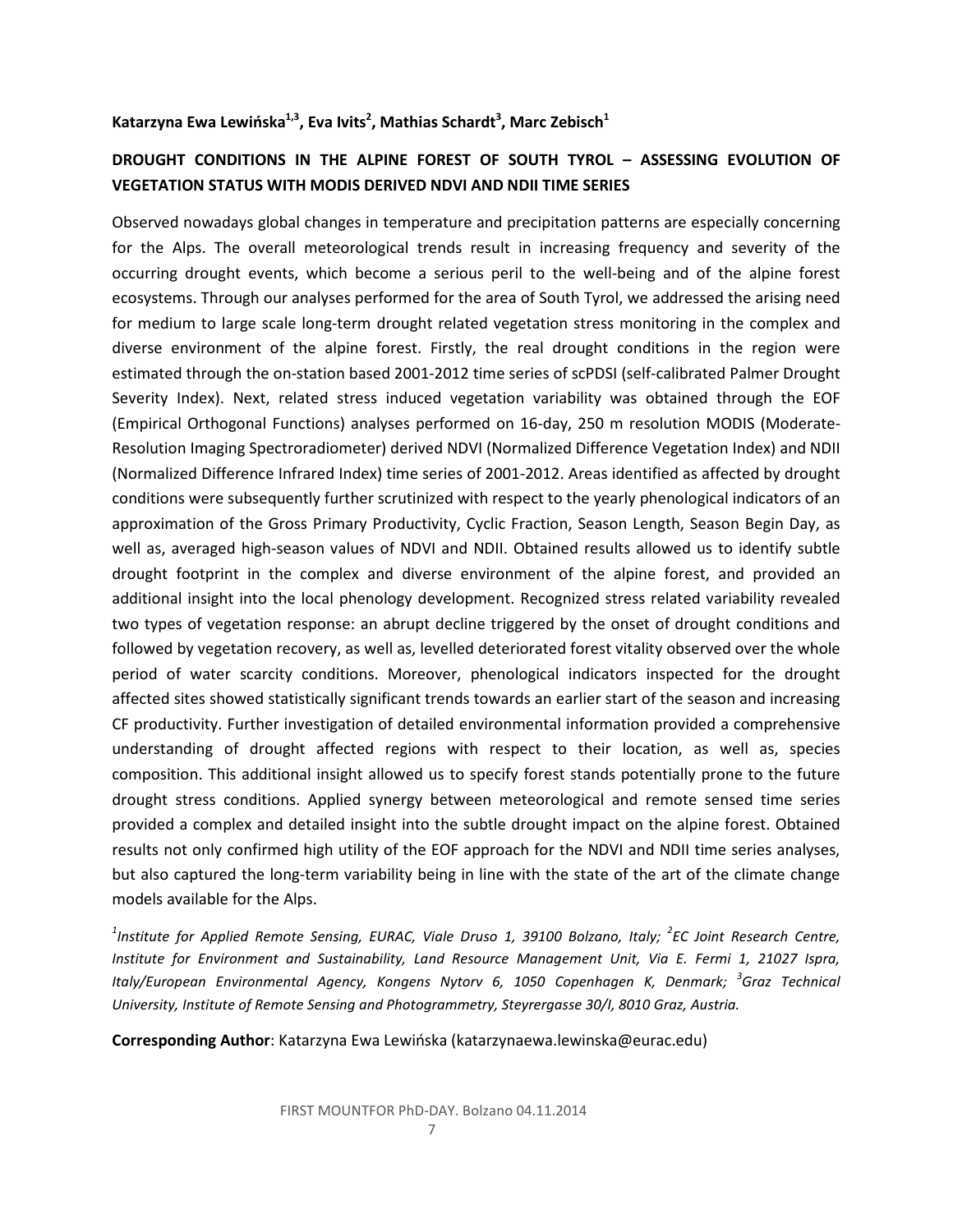**Katarzyna Ewa Lewińska[1,3], Eva Ivits[2], Mathias Schardt[3], Marc Zebisch[1]**

## DROUGHT CONDITIONS IN THE ALPINE FOREST OF SOUTH TYROL – ASSESSING EVOLUTION OF VEGETATION STATUS WITH MODIS DERIVED NDVI AND NDII TIME SERIES

Observed nowadays global changes in temperature and precipitation patterns are especially concerning for the Alps. The overall meteorological trends result in increasing frequency and severity of the occurring drought events, which become a serious peril to the well-being and of the alpine forest ecosystems. Through our analyses performed for the area of South Tyrol, we addressed the arising need for medium to large scale long-term drought related vegetation stress monitoring in the complex and diverse environment of the alpine forest. Firstly, the real drought conditions in the region were estimated through the on-station based 2001-2012 time series of scPDSI (self-calibrated Palmer Drought Severity Index). Next, related stress induced vegetation variability was obtained through the EOF (Empirical Orthogonal Functions) analyses performed on 16-day, 250 m resolution MODIS (Moderate-Resolution Imaging Spectroradiometer) derived NDVI (Normalized Difference Vegetation Index) and NDII (Normalized Difference Infrared Index) time series of 2001-2012. Areas identified as affected by drought conditions were subsequently further scrutinized with respect to the yearly phenological indicators of an approximation of the Gross Primary Productivity, Cyclic Fraction, Season Length, Season Begin Day, as well as, averaged high-season values of NDVI and NDII. Obtained results allowed us to identify subtle drought footprint in the complex and diverse environment of the alpine forest, and provided an additional insight into the local phenology development. Recognized stress related variability revealed two types of vegetation response: an abrupt decline triggered by the onset of drought conditions and followed by vegetation recovery, as well as, levelled deteriorated forest vitality observed over the whole period of water scarcity conditions. Moreover, phenological indicators inspected for the drought affected sites showed statistically significant trends towards an earlier start of the season and increasing CF productivity. Further investigation of detailed environmental information provided a comprehensive understanding of drought affected regions with respect to their location, as well as, species composition. This additional insight allowed us to specify forest stands potentially prone to the future drought stress conditions. Applied synergy between meteorological and remote sensed time series provided a complex and detailed insight into the subtle drought impact on the alpine forest. Obtained results not only confirmed high utility of the EOF approach for the NDVI and NDII time series analyses, but also captured the long-term variability being in line with the state of the art of the climate change models available for the Alps.

*[1]Institute for Applied Remote Sensing, EURAC, Viale Druso 1, 39100 Bolzano, Italy; [2]EC Joint Research Centre, Institute for Environment and Sustainability, Land Resource Management Unit, Via E. Fermi 1, 21027 Ispra, Italy/European Environmental Agency, Kongens Nytorv 6, 1050 Copenhagen K, Denmark; [3]Graz Technical University, Institute of Remote Sensing and Photogrammetry, Steyrergasse 30/I, 8010 Graz, Austria.*

**Corresponding Author**: Katarzyna Ewa Lewińska (katarzynaewa.lewinska@eurac.edu)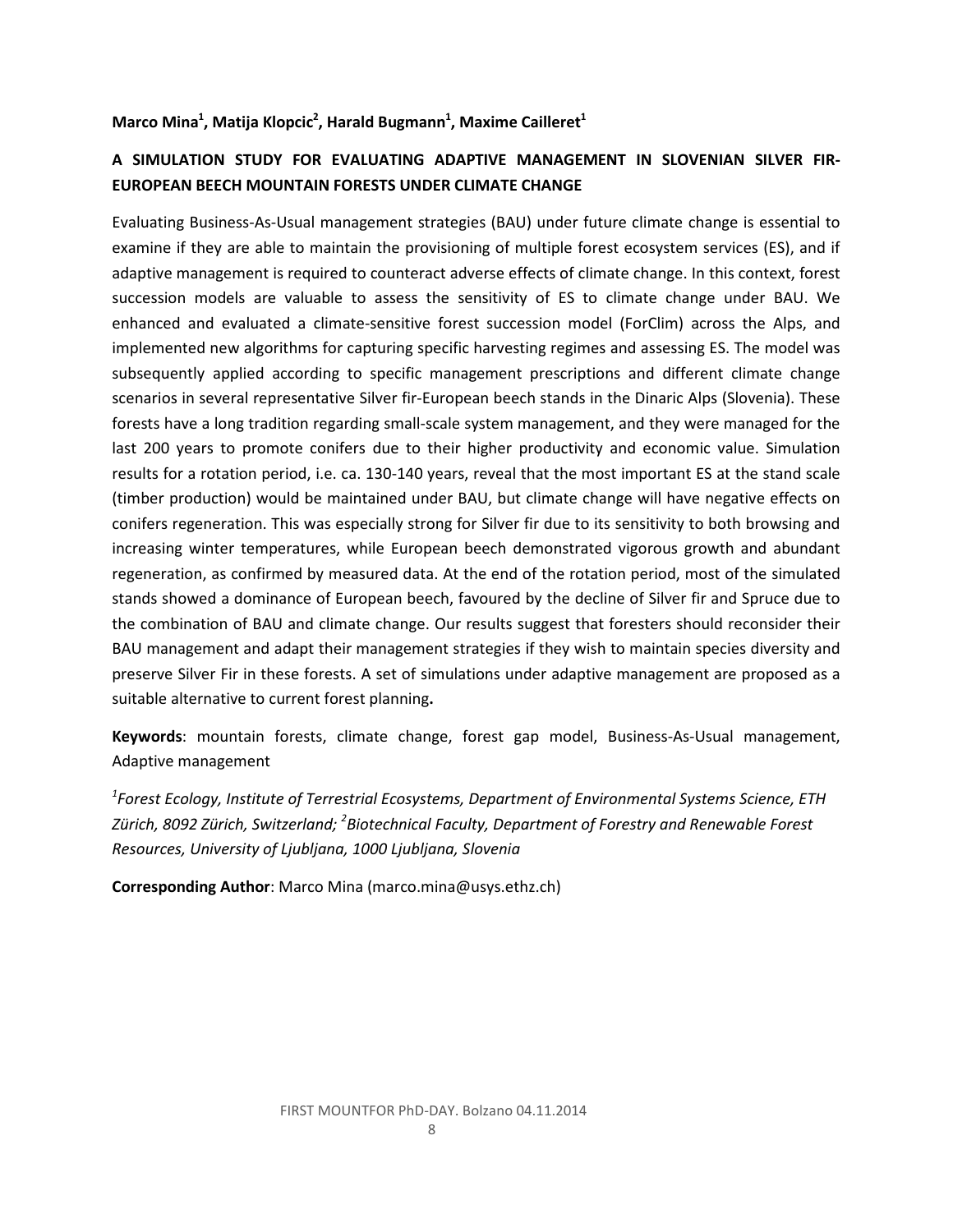**Marco Mina[1], Matija Klopcic[2], Harald Bugmann[1], Maxime Cailleret[1]**

**A SIMULATION STUDY FOR EVALUATING ADAPTIVE MANAGEMENT IN SLOVENIAN SILVER FIR-EUROPEAN BEECH MOUNTAIN FORESTS UNDER CLIMATE CHANGE**

Evaluating Business-As-Usual management strategies (BAU) under future climate change is essential to examine if they are able to maintain the provisioning of multiple forest ecosystem services (ES), and if adaptive management is required to counteract adverse effects of climate change. In this context, forest succession models are valuable to assess the sensitivity of ES to climate change under BAU. We enhanced and evaluated a climate-sensitive forest succession model (ForClim) across the Alps, and implemented new algorithms for capturing specific harvesting regimes and assessing ES. The model was subsequently applied according to specific management prescriptions and different climate change scenarios in several representative Silver fir-European beech stands in the Dinaric Alps (Slovenia). These forests have a long tradition regarding small-scale system management, and they were managed for the last 200 years to promote conifers due to their higher productivity and economic value. Simulation results for a rotation period, i.e. ca. 130-140 years, reveal that the most important ES at the stand scale (timber production) would be maintained under BAU, but climate change will have negative effects on conifers regeneration. This was especially strong for Silver fir due to its sensitivity to both browsing and increasing winter temperatures, while European beech demonstrated vigorous growth and abundant regeneration, as confirmed by measured data. At the end of the rotation period, most of the simulated stands showed a dominance of European beech, favoured by the decline of Silver fir and Spruce due to the combination of BAU and climate change. Our results suggest that foresters should reconsider their BAU management and adapt their management strategies if they wish to maintain species diversity and preserve Silver Fir in these forests. A set of simulations under adaptive management are proposed as a suitable alternative to current forest planning**.**

**Keywords**: mountain forests, climate change, forest gap model, Business-As-Usual management, Adaptive management

*[1]Forest Ecology, Institute of Terrestrial Ecosystems, Department of Environmental Systems Science, ETH Zürich, 8092 Zürich, Switzerland; [2]Biotechnical Faculty, Department of Forestry and Renewable Forest Resources, University of Ljubljana, 1000 Ljubljana, Slovenia*

**Corresponding Author**: Marco Mina (marco.mina@usys.ethz.ch)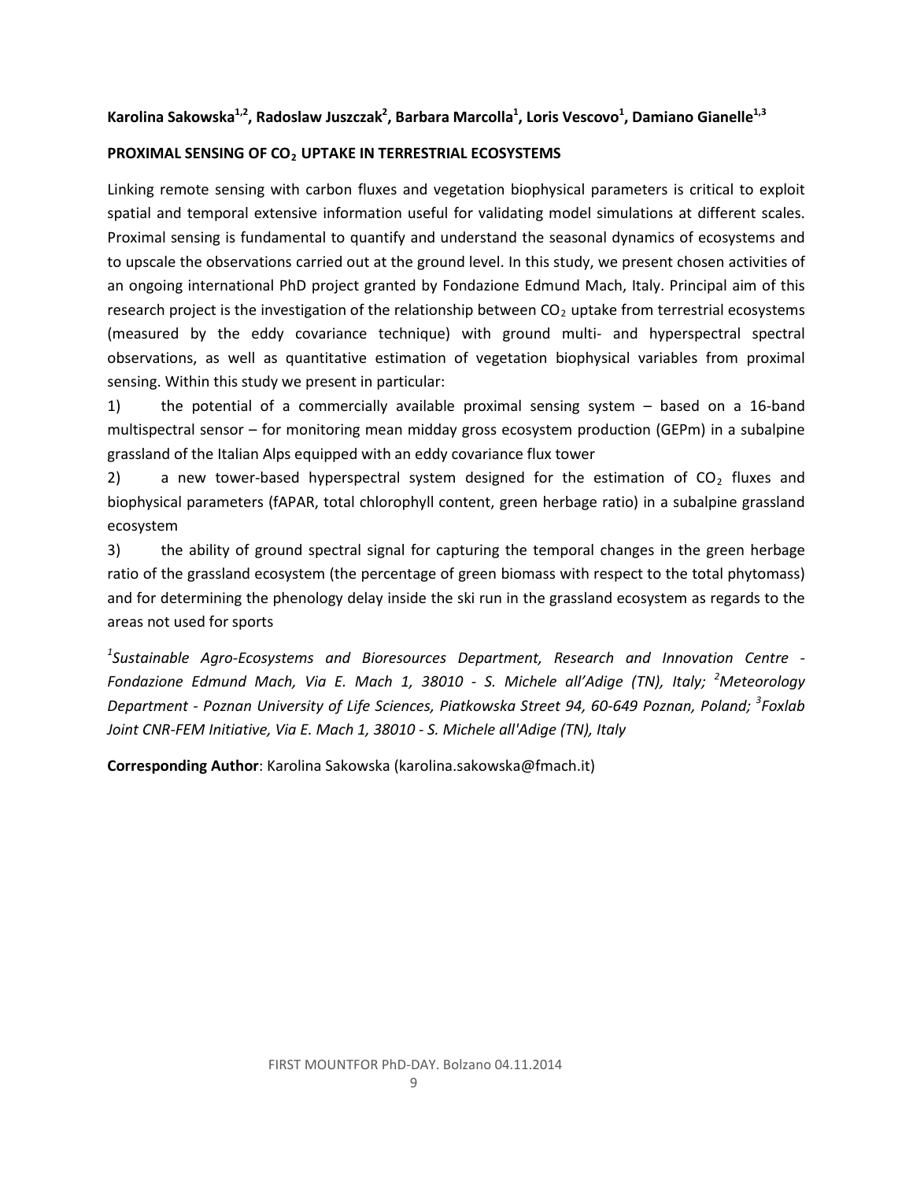**Karolina Sakowska[1,2], Radoslaw Juszczak[2], Barbara Marcolla[1], Loris Vescovo[1], Damiano Gianelle[1,3]**

**PROXIMAL SENSING OF $CO_2$ UPTAKE IN TERRESTRIAL ECOSYSTEMS**

Linking remote sensing with carbon fluxes and vegetation biophysical parameters is critical to exploit spatial and temporal extensive information useful for validating model simulations at different scales. Proximal sensing is fundamental to quantify and understand the seasonal dynamics of ecosystems and to upscale the observations carried out at the ground level. In this study, we present chosen activities of an ongoing international PhD project granted by Fondazione Edmund Mach, Italy. Principal aim of this research project is the investigation of the relationship between $CO_2$ uptake from terrestrial ecosystems (measured by the eddy covariance technique) with ground multi- and hyperspectral spectral observations, as well as quantitative estimation of vegetation biophysical variables from proximal sensing. Within this study we present in particular:

1) the potential of a commercially available proximal sensing system – based on a 16-band multispectral sensor – for monitoring mean midday gross ecosystem production (GEPm) in a subalpine grassland of the Italian Alps equipped with an eddy covariance flux tower

2) a new tower-based hyperspectral system designed for the estimation of $CO_2$ fluxes and biophysical parameters (fAPAR, total chlorophyll content, green herbage ratio) in a subalpine grassland ecosystem

3) the ability of ground spectral signal for capturing the temporal changes in the green herbage ratio of the grassland ecosystem (the percentage of green biomass with respect to the total phytomass) and for determining the phenology delay inside the ski run in the grassland ecosystem as regards to the areas not used for sports

*[1]Sustainable Agro-Ecosystems and Bioresources Department, Research and Innovation Centre - Fondazione Edmund Mach, Via E. Mach 1, 38010 - S. Michele all'Adige (TN), Italy; [2]Meteorology Department - Poznan University of Life Sciences, Piatkowska Street 94, 60-649 Poznan, Poland; [3]Foxlab Joint CNR-FEM Initiative, Via E. Mach 1, 38010 - S. Michele all'Adige (TN), Italy*

**Corresponding Author**: Karolina Sakowska (karolina.sakowska@fmach.it)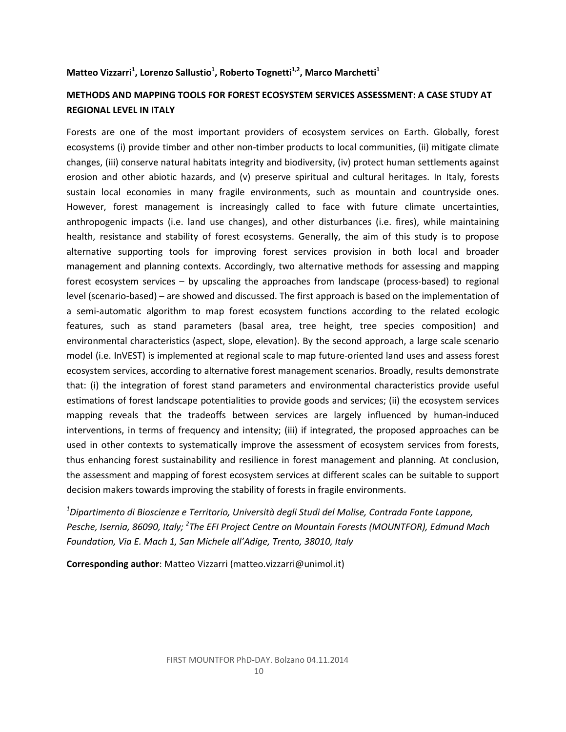**Matteo Vizzarri[1], Lorenzo Sallustio[1], Roberto Tognetti[1,2], Marco Marchetti[1]**

## METHODS AND MAPPING TOOLS FOR FOREST ECOSYSTEM SERVICES ASSESSMENT: A CASE STUDY AT REGIONAL LEVEL IN ITALY

Forests are one of the most important providers of ecosystem services on Earth. Globally, forest ecosystems (i) provide timber and other non-timber products to local communities, (ii) mitigate climate changes, (iii) conserve natural habitats integrity and biodiversity, (iv) protect human settlements against erosion and other abiotic hazards, and (v) preserve spiritual and cultural heritages. In Italy, forests sustain local economies in many fragile environments, such as mountain and countryside ones. However, forest management is increasingly called to face with future climate uncertainties, anthropogenic impacts (i.e. land use changes), and other disturbances (i.e. fires), while maintaining health, resistance and stability of forest ecosystems. Generally, the aim of this study is to propose alternative supporting tools for improving forest services provision in both local and broader management and planning contexts. Accordingly, two alternative methods for assessing and mapping forest ecosystem services – by upscaling the approaches from landscape (process-based) to regional level (scenario-based) – are showed and discussed. The first approach is based on the implementation of a semi-automatic algorithm to map forest ecosystem functions according to the related ecologic features, such as stand parameters (basal area, tree height, tree species composition) and environmental characteristics (aspect, slope, elevation). By the second approach, a large scale scenario model (i.e. InVEST) is implemented at regional scale to map future-oriented land uses and assess forest ecosystem services, according to alternative forest management scenarios. Broadly, results demonstrate that: (i) the integration of forest stand parameters and environmental characteristics provide useful estimations of forest landscape potentialities to provide goods and services; (ii) the ecosystem services mapping reveals that the tradeoffs between services are largely influenced by human-induced interventions, in terms of frequency and intensity; (iii) if integrated, the proposed approaches can be used in other contexts to systematically improve the assessment of ecosystem services from forests, thus enhancing forest sustainability and resilience in forest management and planning. At conclusion, the assessment and mapping of forest ecosystem services at different scales can be suitable to support decision makers towards improving the stability of forests in fragile environments.

*[1]Dipartimento di Bioscienze e Territorio, Università degli Studi del Molise, Contrada Fonte Lappone, Pesche, Isernia, 86090, Italy; [2]The EFI Project Centre on Mountain Forests (MOUNTFOR), Edmund Mach Foundation, Via E. Mach 1, San Michele all'Adige, Trento, 38010, Italy*

**Corresponding author**: Matteo Vizzarri (matteo.vizzarri@unimol.it)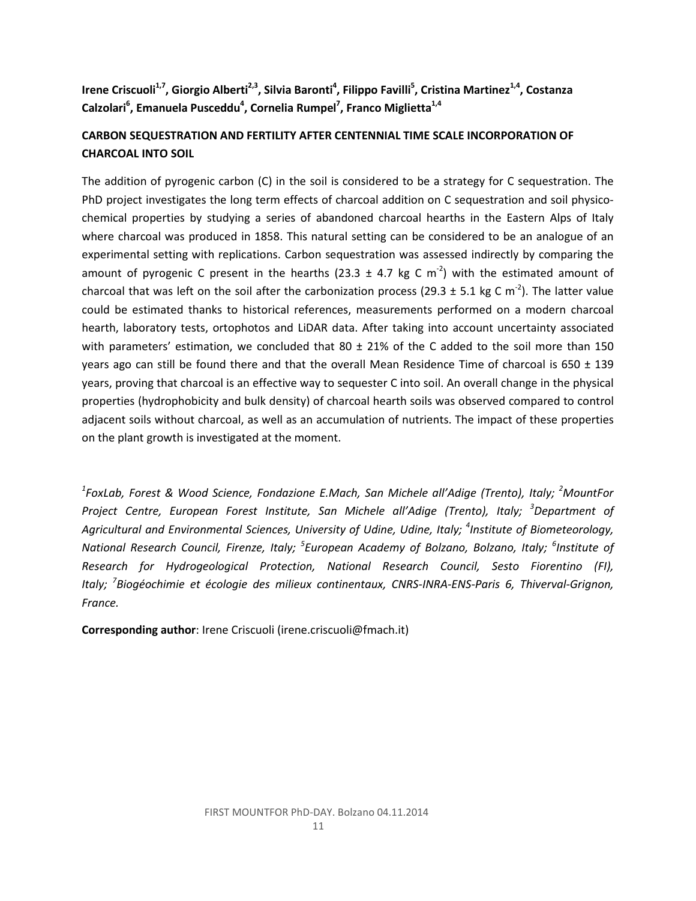**Irene Criscuoli[1,7], Giorgio Alberti[2,3], Silvia Baronti[4], Filippo Favilli[5], Cristina Martinez[1,4], Costanza Calzolari[6], Emanuela Pusceddu[4], Cornelia Rumpel[7], Franco Miglietta[1,4]**

## CARBON SEQUESTRATION AND FERTILITY AFTER CENTENNIAL TIME SCALE INCORPORATION OF CHARCOAL INTO SOIL

The addition of pyrogenic carbon (C) in the soil is considered to be a strategy for C sequestration. The PhD project investigates the long term effects of charcoal addition on C sequestration and soil physico-chemical properties by studying a series of abandoned charcoal hearths in the Eastern Alps of Italy where charcoal was produced in 1858. This natural setting can be considered to be an analogue of an experimental setting with replications. Carbon sequestration was assessed indirectly by comparing the amount of pyrogenic C present in the hearths ($23.3 \pm 4.7$ kg C $m^{-2}$) with the estimated amount of charcoal that was left on the soil after the carbonization process ($29.3 \pm 5.1$ kg C $m^{-2}$). The latter value could be estimated thanks to historical references, measurements performed on a modern charcoal hearth, laboratory tests, ortophotos and LiDAR data. After taking into account uncertainty associated with parameters' estimation, we concluded that $80 \pm 21\%$ of the C added to the soil more than 150 years ago can still be found there and that the overall Mean Residence Time of charcoal is $650 \pm 139$ years, proving that charcoal is an effective way to sequester C into soil. An overall change in the physical properties (hydrophobicity and bulk density) of charcoal hearth soils was observed compared to control adjacent soils without charcoal, as well as an accumulation of nutrients. The impact of these properties on the plant growth is investigated at the moment.

*[1]FoxLab, Forest & Wood Science, Fondazione E.Mach, San Michele all'Adige (Trento), Italy; [2]MountFor Project Centre, European Forest Institute, San Michele all'Adige (Trento), Italy; [3]Department of Agricultural and Environmental Sciences, University of Udine, Udine, Italy; [4]Institute of Biometeorology, National Research Council, Firenze, Italy; [5]European Academy of Bolzano, Bolzano, Italy; [6]Institute of Research for Hydrogeological Protection, National Research Council, Sesto Fiorentino (FI), Italy; [7]Biogéochimie et écologie des milieux continentaux, CNRS-INRA-ENS-Paris 6, Thiverval-Grignon, France.*

**Corresponding author**: Irene Criscuoli (irene.criscuoli@fmach.it)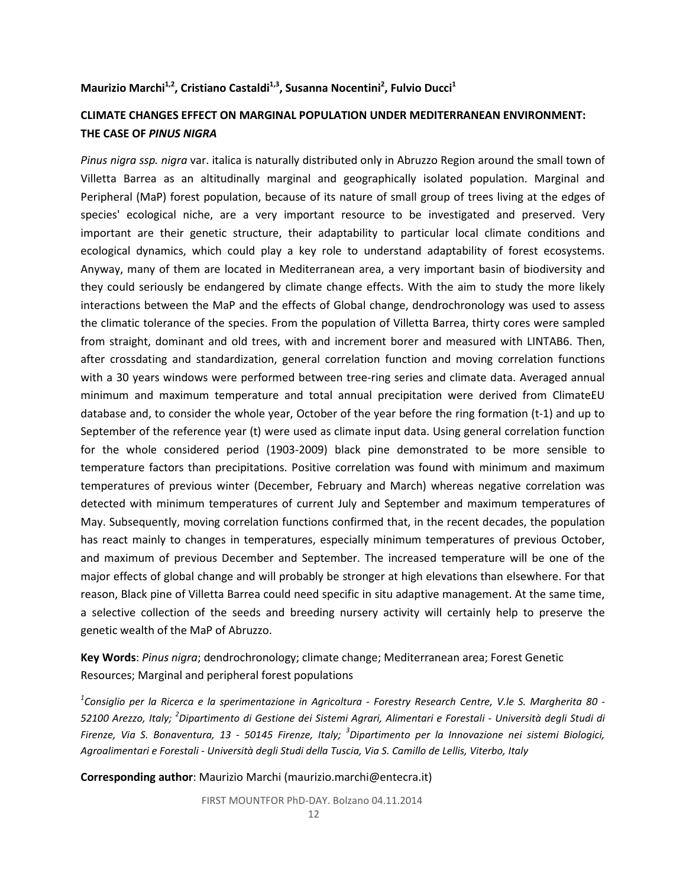**Maurizio Marchi[1,2], Cristiano Castaldi[1,3], Susanna Nocentini[2], Fulvio Ducci[1]**

**CLIMATE CHANGES EFFECT ON MARGINAL POPULATION UNDER MEDITERRANEAN ENVIRONMENT: THE CASE OF *PINUS NIGRA***

*Pinus nigra ssp. nigra* var. italica is naturally distributed only in Abruzzo Region around the small town of Villetta Barrea as an altitudinally marginal and geographically isolated population. Marginal and Peripheral (MaP) forest population, because of its nature of small group of trees living at the edges of species' ecological niche, are a very important resource to be investigated and preserved. Very important are their genetic structure, their adaptability to particular local climate conditions and ecological dynamics, which could play a key role to understand adaptability of forest ecosystems. Anyway, many of them are located in Mediterranean area, a very important basin of biodiversity and they could seriously be endangered by climate change effects. With the aim to study the more likely interactions between the MaP and the effects of Global change, dendrochronology was used to assess the climatic tolerance of the species. From the population of Villetta Barrea, thirty cores were sampled from straight, dominant and old trees, with and increment borer and measured with LINTAB6. Then, after crossdating and standardization, general correlation function and moving correlation functions with a 30 years windows were performed between tree-ring series and climate data. Averaged annual minimum and maximum temperature and total annual precipitation were derived from ClimateEU database and, to consider the whole year, October of the year before the ring formation (t-1) and up to September of the reference year (t) were used as climate input data. Using general correlation function for the whole considered period (1903-2009) black pine demonstrated to be more sensible to temperature factors than precipitations. Positive correlation was found with minimum and maximum temperatures of previous winter (December, February and March) whereas negative correlation was detected with minimum temperatures of current July and September and maximum temperatures of May. Subsequently, moving correlation functions confirmed that, in the recent decades, the population has react mainly to changes in temperatures, especially minimum temperatures of previous October, and maximum of previous December and September. The increased temperature will be one of the major effects of global change and will probably be stronger at high elevations than elsewhere. For that reason, Black pine of Villetta Barrea could need specific in situ adaptive management. At the same time, a selective collection of the seeds and breeding nursery activity will certainly help to preserve the genetic wealth of the MaP of Abruzzo.

**Key Words**: *Pinus nigra*; dendrochronology; climate change; Mediterranean area; Forest Genetic Resources; Marginal and peripheral forest populations

*[1]Consiglio per la Ricerca e la sperimentazione in Agricoltura - Forestry Research Centre, V.le S. Margherita 80 - 52100 Arezzo, Italy; [2]Dipartimento di Gestione dei Sistemi Agrari, Alimentari e Forestali - Università degli Studi di Firenze, Via S. Bonaventura, 13 - 50145 Firenze, Italy; [3]Dipartimento per la Innovazione nei sistemi Biologici, Agroalimentari e Forestali - Università degli Studi della Tuscia, Via S. Camillo de Lellis, Viterbo, Italy*

**Corresponding author**: Maurizio Marchi (maurizio.marchi@entecra.it)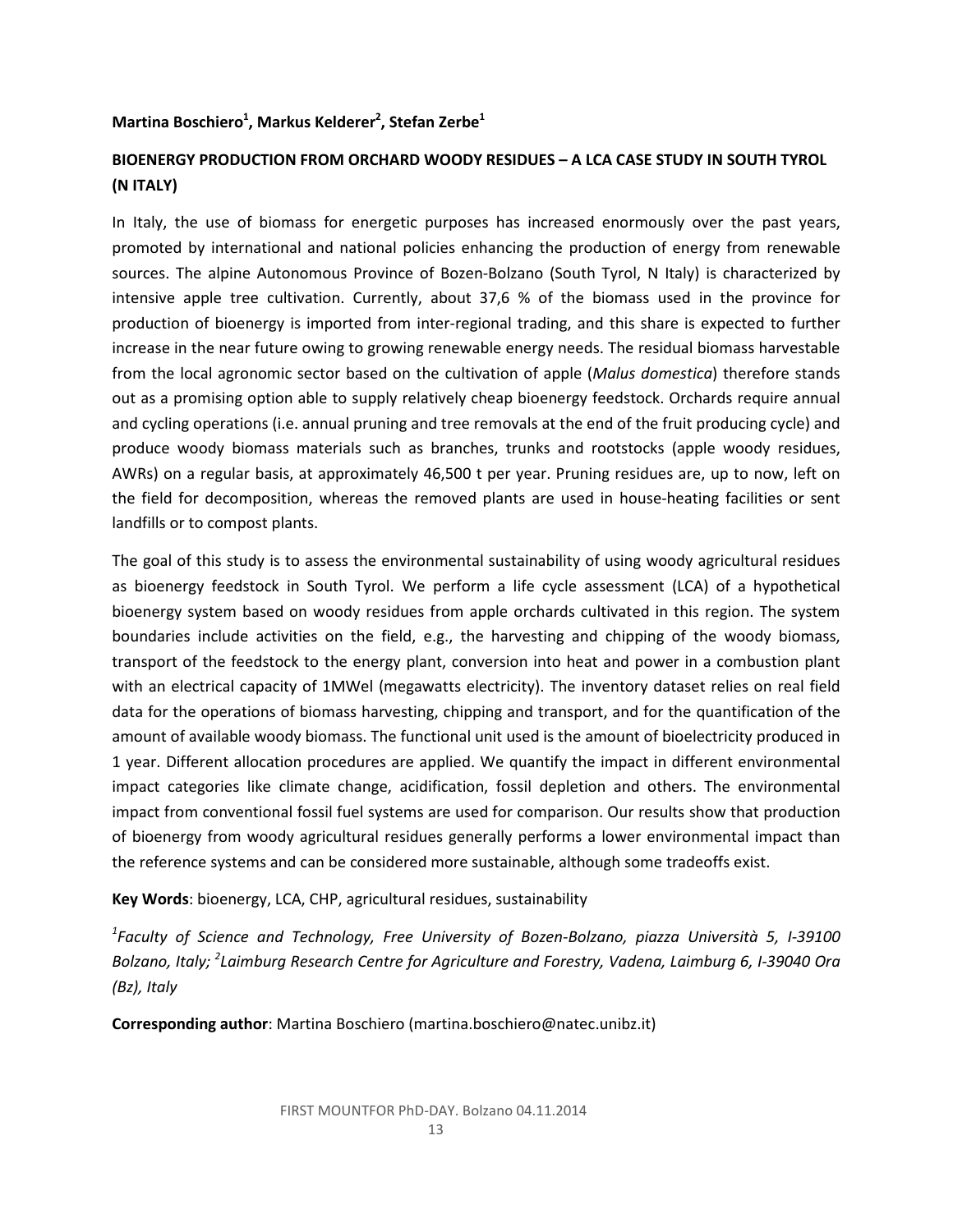**Martina Boschiero[1], Markus Kelderer[2], Stefan Zerbe[1]**

## BIOENERGY PRODUCTION FROM ORCHARD WOODY RESIDUES – A LCA CASE STUDY IN SOUTH TYROL (N ITALY)

In Italy, the use of biomass for energetic purposes has increased enormously over the past years, promoted by international and national policies enhancing the production of energy from renewable sources. The alpine Autonomous Province of Bozen-Bolzano (South Tyrol, N Italy) is characterized by intensive apple tree cultivation. Currently, about 37,6 % of the biomass used in the province for production of bioenergy is imported from inter-regional trading, and this share is expected to further increase in the near future owing to growing renewable energy needs. The residual biomass harvestable from the local agronomic sector based on the cultivation of apple (*Malus domestica*) therefore stands out as a promising option able to supply relatively cheap bioenergy feedstock. Orchards require annual and cycling operations (i.e. annual pruning and tree removals at the end of the fruit producing cycle) and produce woody biomass materials such as branches, trunks and rootstocks (apple woody residues, AWRs) on a regular basis, at approximately 46,500 t per year. Pruning residues are, up to now, left on the field for decomposition, whereas the removed plants are used in house-heating facilities or sent landfills or to compost plants.

The goal of this study is to assess the environmental sustainability of using woody agricultural residues as bioenergy feedstock in South Tyrol. We perform a life cycle assessment (LCA) of a hypothetical bioenergy system based on woody residues from apple orchards cultivated in this region. The system boundaries include activities on the field, e.g., the harvesting and chipping of the woody biomass, transport of the feedstock to the energy plant, conversion into heat and power in a combustion plant with an electrical capacity of 1MWel (megawatts electricity). The inventory dataset relies on real field data for the operations of biomass harvesting, chipping and transport, and for the quantification of the amount of available woody biomass. The functional unit used is the amount of bioelectricity produced in 1 year. Different allocation procedures are applied. We quantify the impact in different environmental impact categories like climate change, acidification, fossil depletion and others. The environmental impact from conventional fossil fuel systems are used for comparison. Our results show that production of bioenergy from woody agricultural residues generally performs a lower environmental impact than the reference systems and can be considered more sustainable, although some tradeoffs exist.

**Key Words**: bioenergy, LCA, CHP, agricultural residues, sustainability

*[1]Faculty of Science and Technology, Free University of Bozen-Bolzano, piazza Università 5, I-39100 Bolzano, Italy; [2]Laimburg Research Centre for Agriculture and Forestry, Vadena, Laimburg 6, I-39040 Ora (Bz), Italy*

**Corresponding author**: Martina Boschiero (martina.boschiero@natec.unibz.it)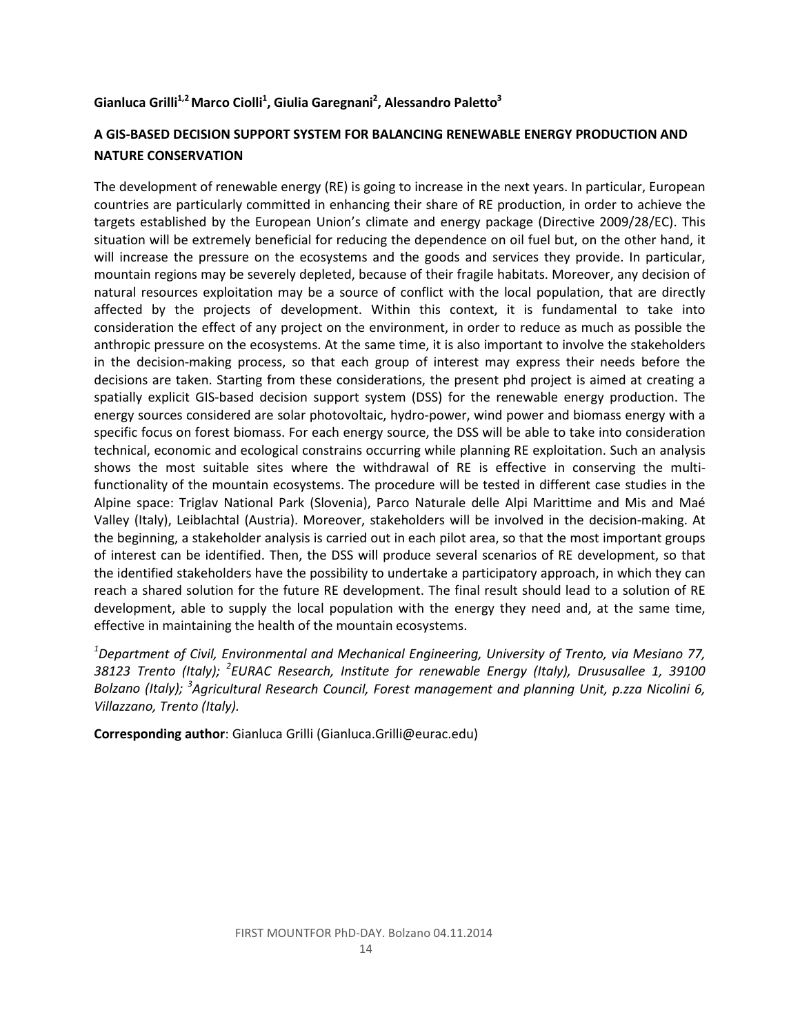**Gianluca Grilli[1,2] Marco Ciolli[1], Giulia Garegnani[2], Alessandro Paletto[3]**

## A GIS-BASED DECISION SUPPORT SYSTEM FOR BALANCING RENEWABLE ENERGY PRODUCTION AND NATURE CONSERVATION

The development of renewable energy (RE) is going to increase in the next years. In particular, European countries are particularly committed in enhancing their share of RE production, in order to achieve the targets established by the European Union's climate and energy package (Directive 2009/28/EC). This situation will be extremely beneficial for reducing the dependence on oil fuel but, on the other hand, it will increase the pressure on the ecosystems and the goods and services they provide. In particular, mountain regions may be severely depleted, because of their fragile habitats. Moreover, any decision of natural resources exploitation may be a source of conflict with the local population, that are directly affected by the projects of development. Within this context, it is fundamental to take into consideration the effect of any project on the environment, in order to reduce as much as possible the anthropic pressure on the ecosystems. At the same time, it is also important to involve the stakeholders in the decision-making process, so that each group of interest may express their needs before the decisions are taken. Starting from these considerations, the present phd project is aimed at creating a spatially explicit GIS-based decision support system (DSS) for the renewable energy production. The energy sources considered are solar photovoltaic, hydro-power, wind power and biomass energy with a specific focus on forest biomass. For each energy source, the DSS will be able to take into consideration technical, economic and ecological constrains occurring while planning RE exploitation. Such an analysis shows the most suitable sites where the withdrawal of RE is effective in conserving the multi-functionality of the mountain ecosystems. The procedure will be tested in different case studies in the Alpine space: Triglav National Park (Slovenia), Parco Naturale delle Alpi Marittime and Mis and Maé Valley (Italy), Leiblachtal (Austria). Moreover, stakeholders will be involved in the decision-making. At the beginning, a stakeholder analysis is carried out in each pilot area, so that the most important groups of interest can be identified. Then, the DSS will produce several scenarios of RE development, so that the identified stakeholders have the possibility to undertake a participatory approach, in which they can reach a shared solution for the future RE development. The final result should lead to a solution of RE development, able to supply the local population with the energy they need and, at the same time, effective in maintaining the health of the mountain ecosystems.

*[1]Department of Civil, Environmental and Mechanical Engineering, University of Trento, via Mesiano 77, 38123 Trento (Italy); [2]EURAC Research, Institute for renewable Energy (Italy), Drususallee 1, 39100 Bolzano (Italy); [3]Agricultural Research Council, Forest management and planning Unit, p.zza Nicolini 6, Villazzano, Trento (Italy).*

**Corresponding author**: Gianluca Grilli (Gianluca.Grilli@eurac.edu)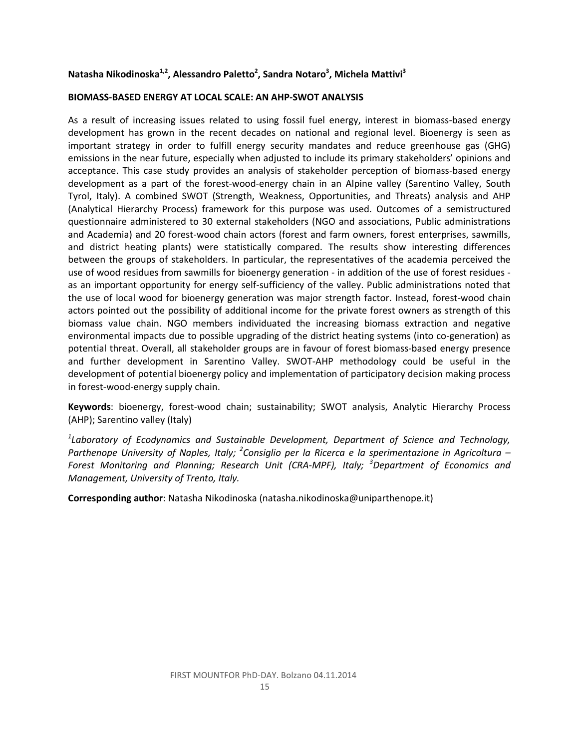**Natasha Nikodinoska[1,2], Alessandro Paletto[2], Sandra Notaro[3], Michela Mattivi[3]**

**BIOMASS-BASED ENERGY AT LOCAL SCALE: AN AHP-SWOT ANALYSIS**

As a result of increasing issues related to using fossil fuel energy, interest in biomass-based energy development has grown in the recent decades on national and regional level. Bioenergy is seen as important strategy in order to fulfill energy security mandates and reduce greenhouse gas (GHG) emissions in the near future, especially when adjusted to include its primary stakeholders' opinions and acceptance. This case study provides an analysis of stakeholder perception of biomass-based energy development as a part of the forest-wood-energy chain in an Alpine valley (Sarentino Valley, South Tyrol, Italy). A combined SWOT (Strength, Weakness, Opportunities, and Threats) analysis and AHP (Analytical Hierarchy Process) framework for this purpose was used. Outcomes of a semistructured questionnaire administered to 30 external stakeholders (NGO and associations, Public administrations and Academia) and 20 forest-wood chain actors (forest and farm owners, forest enterprises, sawmills, and district heating plants) were statistically compared. The results show interesting differences between the groups of stakeholders. In particular, the representatives of the academia perceived the use of wood residues from sawmills for bioenergy generation - in addition of the use of forest residues - as an important opportunity for energy self-sufficiency of the valley. Public administrations noted that the use of local wood for bioenergy generation was major strength factor. Instead, forest-wood chain actors pointed out the possibility of additional income for the private forest owners as strength of this biomass value chain. NGO members individuated the increasing biomass extraction and negative environmental impacts due to possible upgrading of the district heating systems (into co-generation) as potential threat. Overall, all stakeholder groups are in favour of forest biomass-based energy presence and further development in Sarentino Valley. SWOT-AHP methodology could be useful in the development of potential bioenergy policy and implementation of participatory decision making process in forest-wood-energy supply chain.

**Keywords**: bioenergy, forest-wood chain; sustainability; SWOT analysis, Analytic Hierarchy Process (AHP); Sarentino valley (Italy)

*[1]Laboratory of Ecodynamics and Sustainable Development, Department of Science and Technology, Parthenope University of Naples, Italy; [2]Consiglio per la Ricerca e la sperimentazione in Agricoltura – Forest Monitoring and Planning; Research Unit (CRA-MPF), Italy; [3]Department of Economics and Management, University of Trento, Italy.*

**Corresponding author**: Natasha Nikodinoska (natasha.nikodinoska@uniparthenope.it)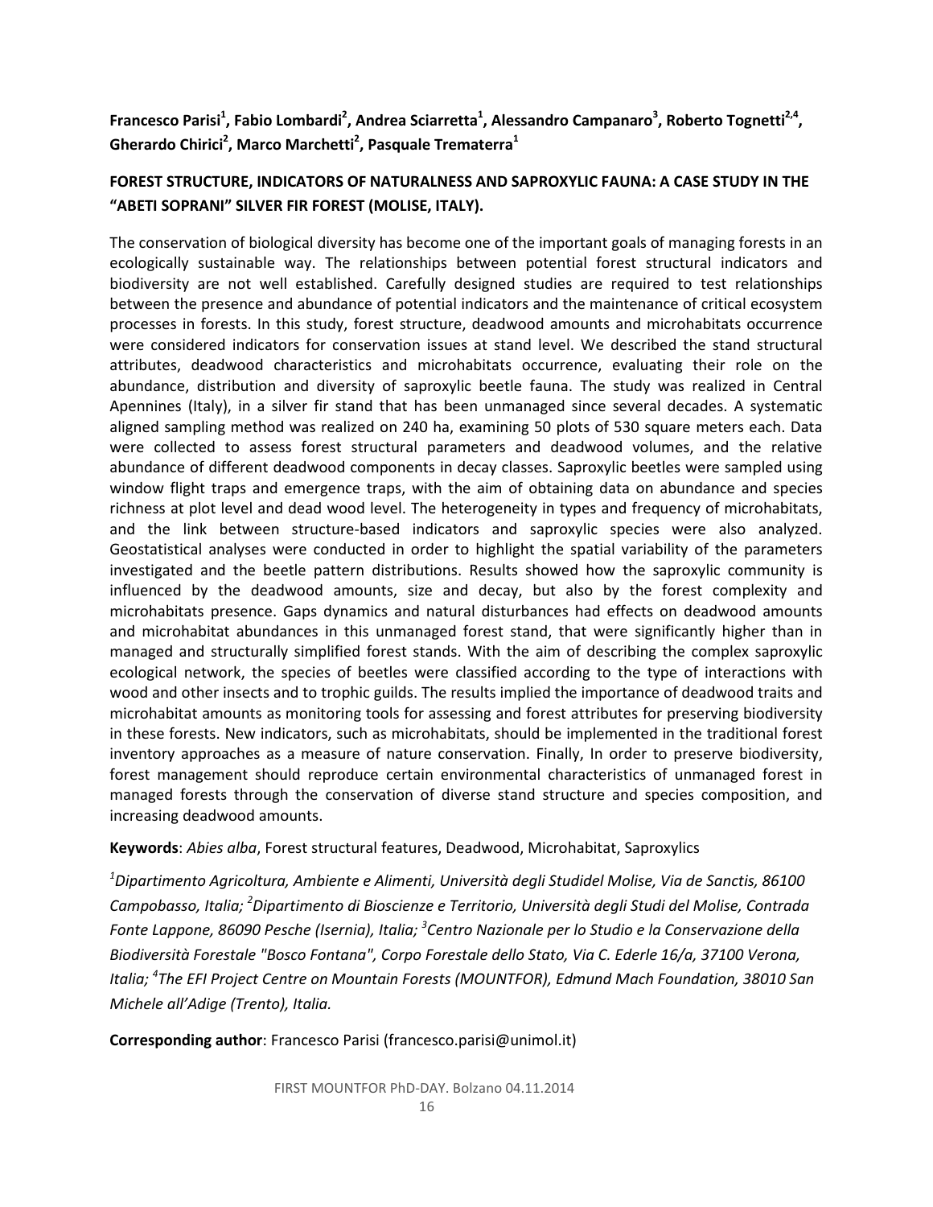**Francesco Parisi[1], Fabio Lombardi[2], Andrea Sciarretta[1], Alessandro Campanaro[3], Roberto Tognetti[2,4], Gherardo Chirici[2], Marco Marchetti[2], Pasquale Trematerra[1]**

## FOREST STRUCTURE, INDICATORS OF NATURALNESS AND SAPROXYLIC FAUNA: A CASE STUDY IN THE "ABETI SOPRANI" SILVER FIR FOREST (MOLISE, ITALY).

The conservation of biological diversity has become one of the important goals of managing forests in an ecologically sustainable way. The relationships between potential forest structural indicators and biodiversity are not well established. Carefully designed studies are required to test relationships between the presence and abundance of potential indicators and the maintenance of critical ecosystem processes in forests. In this study, forest structure, deadwood amounts and microhabitats occurrence were considered indicators for conservation issues at stand level. We described the stand structural attributes, deadwood characteristics and microhabitats occurrence, evaluating their role on the abundance, distribution and diversity of saproxylic beetle fauna. The study was realized in Central Apennines (Italy), in a silver fir stand that has been unmanaged since several decades. A systematic aligned sampling method was realized on 240 ha, examining 50 plots of 530 square meters each. Data were collected to assess forest structural parameters and deadwood volumes, and the relative abundance of different deadwood components in decay classes. Saproxylic beetles were sampled using window flight traps and emergence traps, with the aim of obtaining data on abundance and species richness at plot level and dead wood level. The heterogeneity in types and frequency of microhabitats, and the link between structure-based indicators and saproxylic species were also analyzed. Geostatistical analyses were conducted in order to highlight the spatial variability of the parameters investigated and the beetle pattern distributions. Results showed how the saproxylic community is influenced by the deadwood amounts, size and decay, but also by the forest complexity and microhabitats presence. Gaps dynamics and natural disturbances had effects on deadwood amounts and microhabitat abundances in this unmanaged forest stand, that were significantly higher than in managed and structurally simplified forest stands. With the aim of describing the complex saproxylic ecological network, the species of beetles were classified according to the type of interactions with wood and other insects and to trophic guilds. The results implied the importance of deadwood traits and microhabitat amounts as monitoring tools for assessing and forest attributes for preserving biodiversity in these forests. New indicators, such as microhabitats, should be implemented in the traditional forest inventory approaches as a measure of nature conservation. Finally, In order to preserve biodiversity, forest management should reproduce certain environmental characteristics of unmanaged forest in managed forests through the conservation of diverse stand structure and species composition, and increasing deadwood amounts.

**Keywords**: *Abies alba*, Forest structural features, Deadwood, Microhabitat, Saproxylics

*[1]Dipartimento Agricoltura, Ambiente e Alimenti, Università degli Studidel Molise, Via de Sanctis, 86100 Campobasso, Italia; [2]Dipartimento di Bioscienze e Territorio, Università degli Studi del Molise, Contrada Fonte Lappone, 86090 Pesche (Isernia), Italia; [3]Centro Nazionale per lo Studio e la Conservazione della Biodiversità Forestale "Bosco Fontana", Corpo Forestale dello Stato, Via C. Ederle 16/a, 37100 Verona, Italia; [4]The EFI Project Centre on Mountain Forests (MOUNTFOR), Edmund Mach Foundation, 38010 San Michele all'Adige (Trento), Italia.*

**Corresponding author**: Francesco Parisi (francesco.parisi@unimol.it)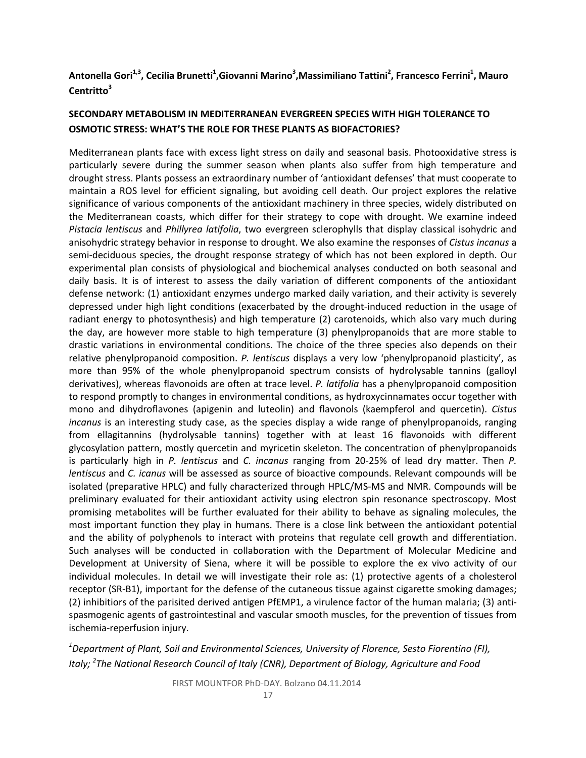**Antonella Gori[1,3], Cecilia Brunetti[1], Giovanni Marino[3], Massimiliano Tattini[2], Francesco Ferrini[1], Mauro Centritto[3]**

**SECONDARY METABOLISM IN MEDITERRANEAN EVERGREEN SPECIES WITH HIGH TOLERANCE TO OSMOTIC STRESS: WHAT'S THE ROLE FOR THESE PLANTS AS BIOFACTORIES?**

Mediterranean plants face with excess light stress on daily and seasonal basis. Photooxidative stress is particularly severe during the summer season when plants also suffer from high temperature and drought stress. Plants possess an extraordinary number of 'antioxidant defenses' that must cooperate to maintain a ROS level for efficient signaling, but avoiding cell death. Our project explores the relative significance of various components of the antioxidant machinery in three species, widely distributed on the Mediterranean coasts, which differ for their strategy to cope with drought. We examine indeed *Pistacia lentiscus* and *Phillyrea latifolia*, two evergreen sclerophylls that display classical isohydric and anisohydric strategy behavior in response to drought. We also examine the responses of *Cistus incanus* a semi-deciduous species, the drought response strategy of which has not been explored in depth. Our experimental plan consists of physiological and biochemical analyses conducted on both seasonal and daily basis. It is of interest to assess the daily variation of different components of the antioxidant defense network: (1) antioxidant enzymes undergo marked daily variation, and their activity is severely depressed under high light conditions (exacerbated by the drought-induced reduction in the usage of radiant energy to photosynthesis) and high temperature (2) carotenoids, which also vary much during the day, are however more stable to high temperature (3) phenylpropanoids that are more stable to drastic variations in environmental conditions. The choice of the three species also depends on their relative phenylpropanoid composition. *P. lentiscus* displays a very low 'phenylpropanoid plasticity', as more than 95% of the whole phenylpropanoid spectrum consists of hydrolysable tannins (galloyl derivatives), whereas flavonoids are often at trace level. *P. latifolia* has a phenylpropanoid composition to respond promptly to changes in environmental conditions, as hydroxycinnamates occur together with mono and dihydroflavones (apigenin and luteolin) and flavonols (kaempferol and quercetin). *Cistus incanus* is an interesting study case, as the species display a wide range of phenylpropanoids, ranging from ellagitannins (hydrolysable tannins) together with at least 16 flavonoids with different glycosylation pattern, mostly quercetin and myricetin skeleton. The concentration of phenylpropanoids is particularly high in *P. lentiscus* and *C. incanus* ranging from 20-25% of lead dry matter. Then *P. lentiscus* and *C. icanus* will be assessed as source of bioactive compounds. Relevant compounds will be isolated (preparative HPLC) and fully characterized through HPLC/MS-MS and NMR. Compounds will be preliminary evaluated for their antioxidant activity using electron spin resonance spectroscopy. Most promising metabolites will be further evaluated for their ability to behave as signaling molecules, the most important function they play in humans. There is a close link between the antioxidant potential and the ability of polyphenols to interact with proteins that regulate cell growth and differentiation. Such analyses will be conducted in collaboration with the Department of Molecular Medicine and Development at University of Siena, where it will be possible to explore the ex vivo activity of our individual molecules. In detail we will investigate their role as: (1) protective agents of a cholesterol receptor (SR-B1), important for the defense of the cutaneous tissue against cigarette smoking damages; (2) inhibitiors of the parisited derived antigen PfEMP1, a virulence factor of the human malaria; (3) anti-spasmogenic agents of gastrointestinal and vascular smooth muscles, for the prevention of tissues from ischemia-reperfusion injury.

*[1]Department of Plant, Soil and Environmental Sciences, University of Florence, Sesto Fiorentino (FI), Italy; [2]The National Research Council of Italy (CNR), Department of Biology, Agriculture and Food*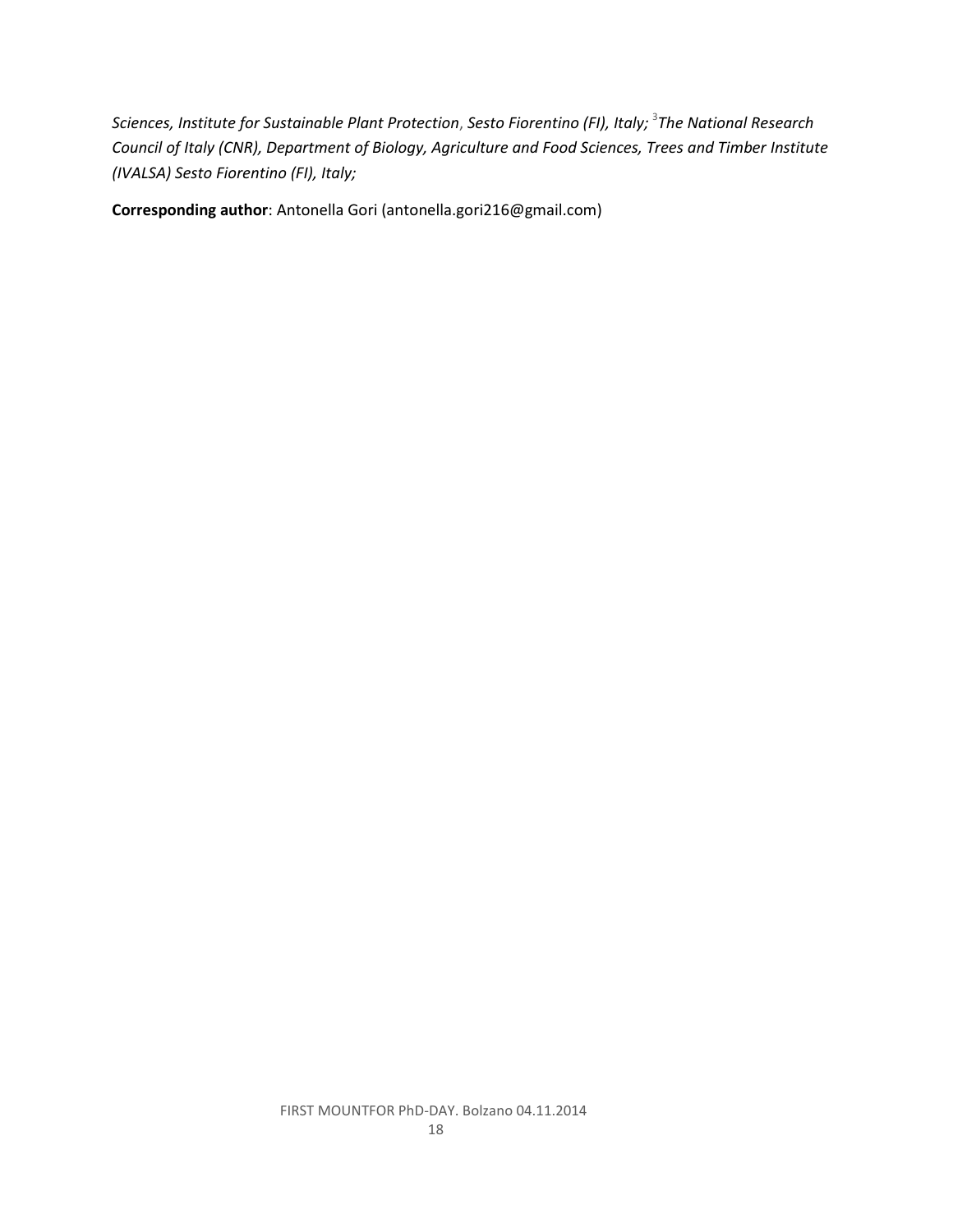*Sciences, Institute for Sustainable Plant Protection, Sesto Fiorentino (FI), Italy;* [3]*The National Research Council of Italy (CNR), Department of Biology, Agriculture and Food Sciences, Trees and Timber Institute (IVALSA) Sesto Fiorentino (FI), Italy;*

**Corresponding author**: Antonella Gori (antonella.gori216@gmail.com)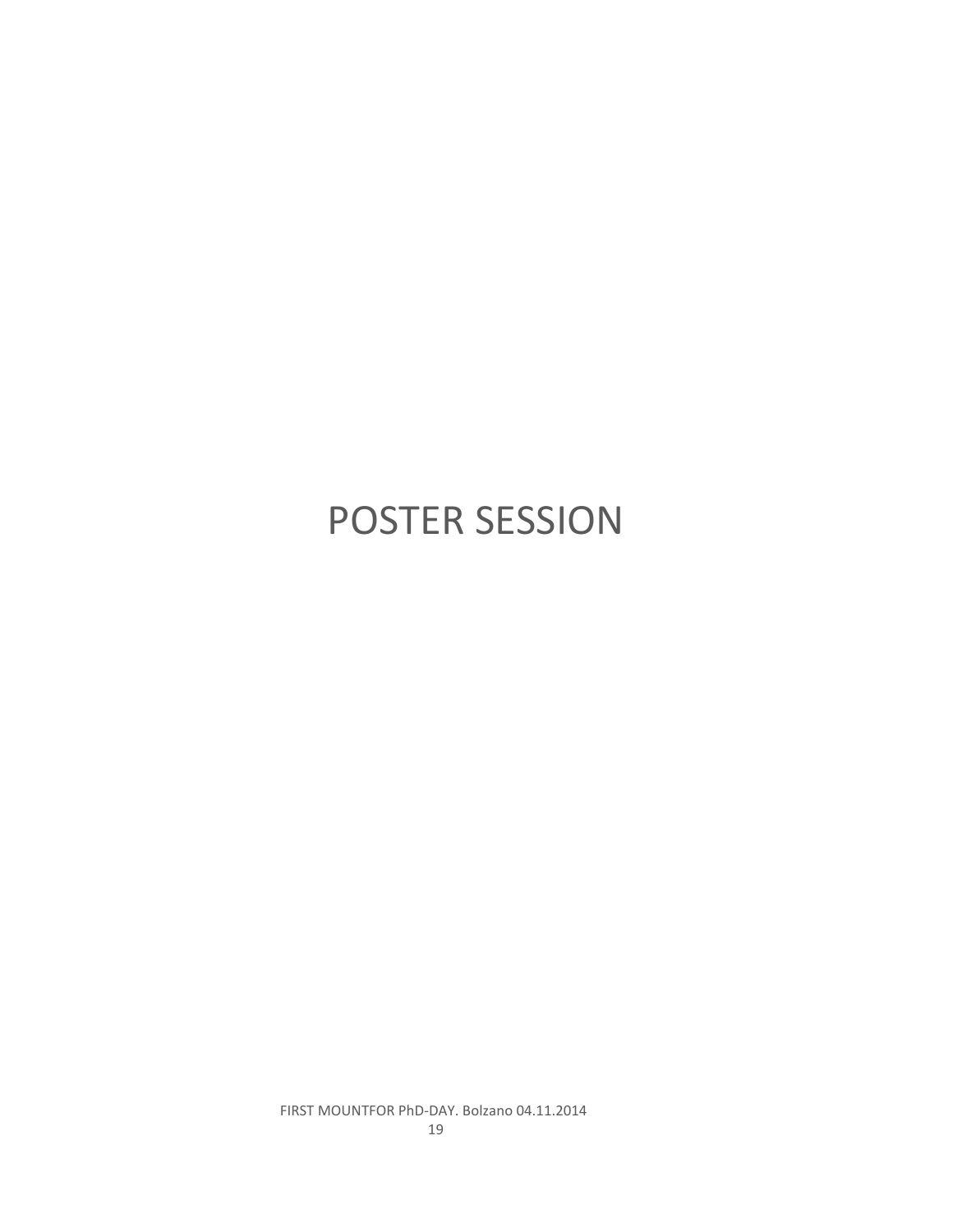# POSTER SESSION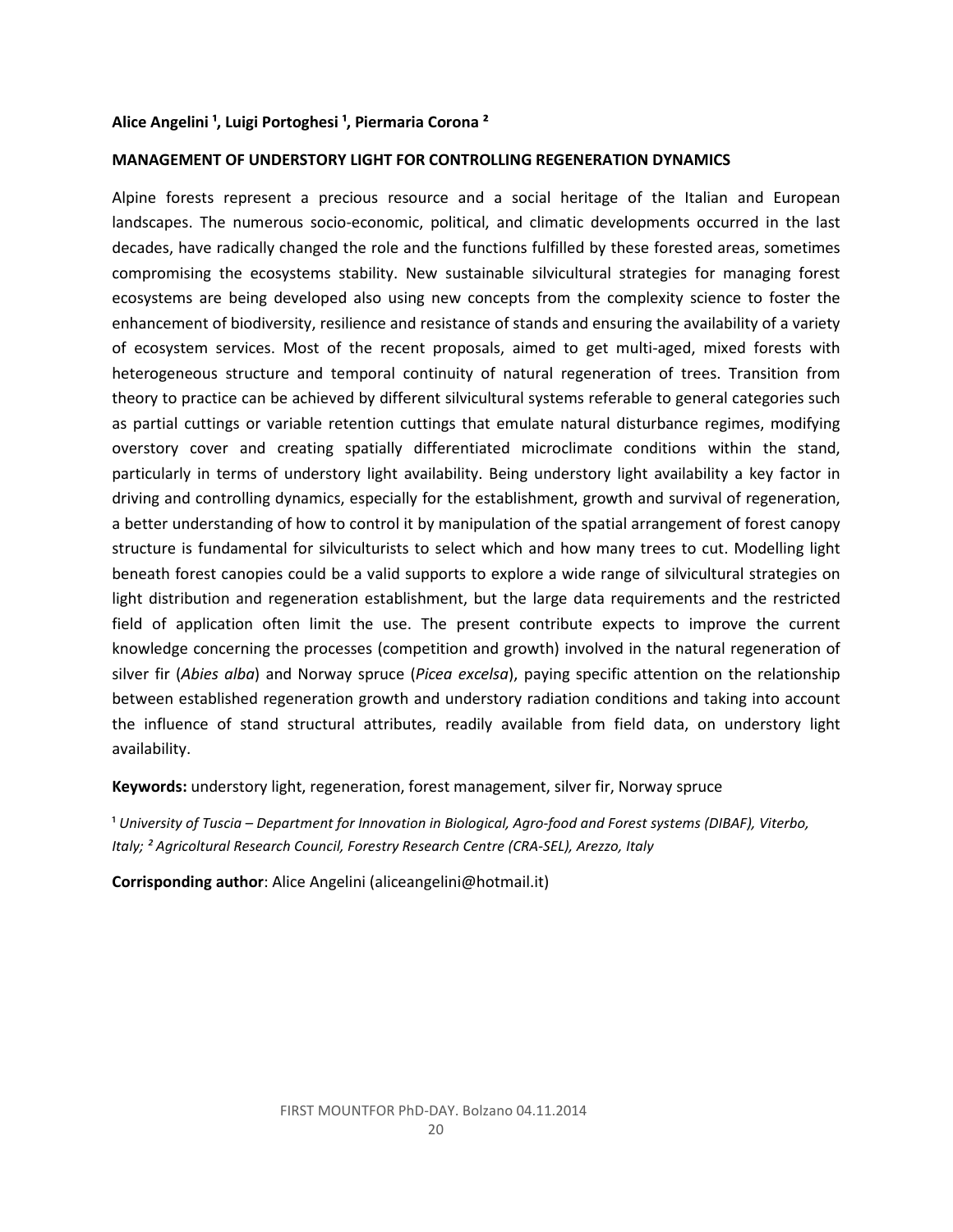**Alice Angelini [1], Luigi Portoghesi [1], Piermaria Corona [2]**

**MANAGEMENT OF UNDERSTORY LIGHT FOR CONTROLLING REGENERATION DYNAMICS**

Alpine forests represent a precious resource and a social heritage of the Italian and European landscapes. The numerous socio-economic, political, and climatic developments occurred in the last decades, have radically changed the role and the functions fulfilled by these forested areas, sometimes compromising the ecosystems stability. New sustainable silvicultural strategies for managing forest ecosystems are being developed also using new concepts from the complexity science to foster the enhancement of biodiversity, resilience and resistance of stands and ensuring the availability of a variety of ecosystem services. Most of the recent proposals, aimed to get multi-aged, mixed forests with heterogeneous structure and temporal continuity of natural regeneration of trees. Transition from theory to practice can be achieved by different silvicultural systems referable to general categories such as partial cuttings or variable retention cuttings that emulate natural disturbance regimes, modifying overstory cover and creating spatially differentiated microclimate conditions within the stand, particularly in terms of understory light availability. Being understory light availability a key factor in driving and controlling dynamics, especially for the establishment, growth and survival of regeneration, a better understanding of how to control it by manipulation of the spatial arrangement of forest canopy structure is fundamental for silviculturists to select which and how many trees to cut. Modelling light beneath forest canopies could be a valid supports to explore a wide range of silvicultural strategies on light distribution and regeneration establishment, but the large data requirements and the restricted field of application often limit the use. The present contribute expects to improve the current knowledge concerning the processes (competition and growth) involved in the natural regeneration of silver fir (*Abies alba*) and Norway spruce (*Picea excelsa*), paying specific attention on the relationship between established regeneration growth and understory radiation conditions and taking into account the influence of stand structural attributes, readily available from field data, on understory light availability.

**Keywords:** understory light, regeneration, forest management, silver fir, Norway spruce

[1] *University of Tuscia – Department for Innovation in Biological, Agro-food and Forest systems (DIBAF), Viterbo, Italy;* [2] *Agricoltural Research Council, Forestry Research Centre (CRA-SEL), Arezzo, Italy*

**Corrisponding author**: Alice Angelini (aliceangelini@hotmail.it)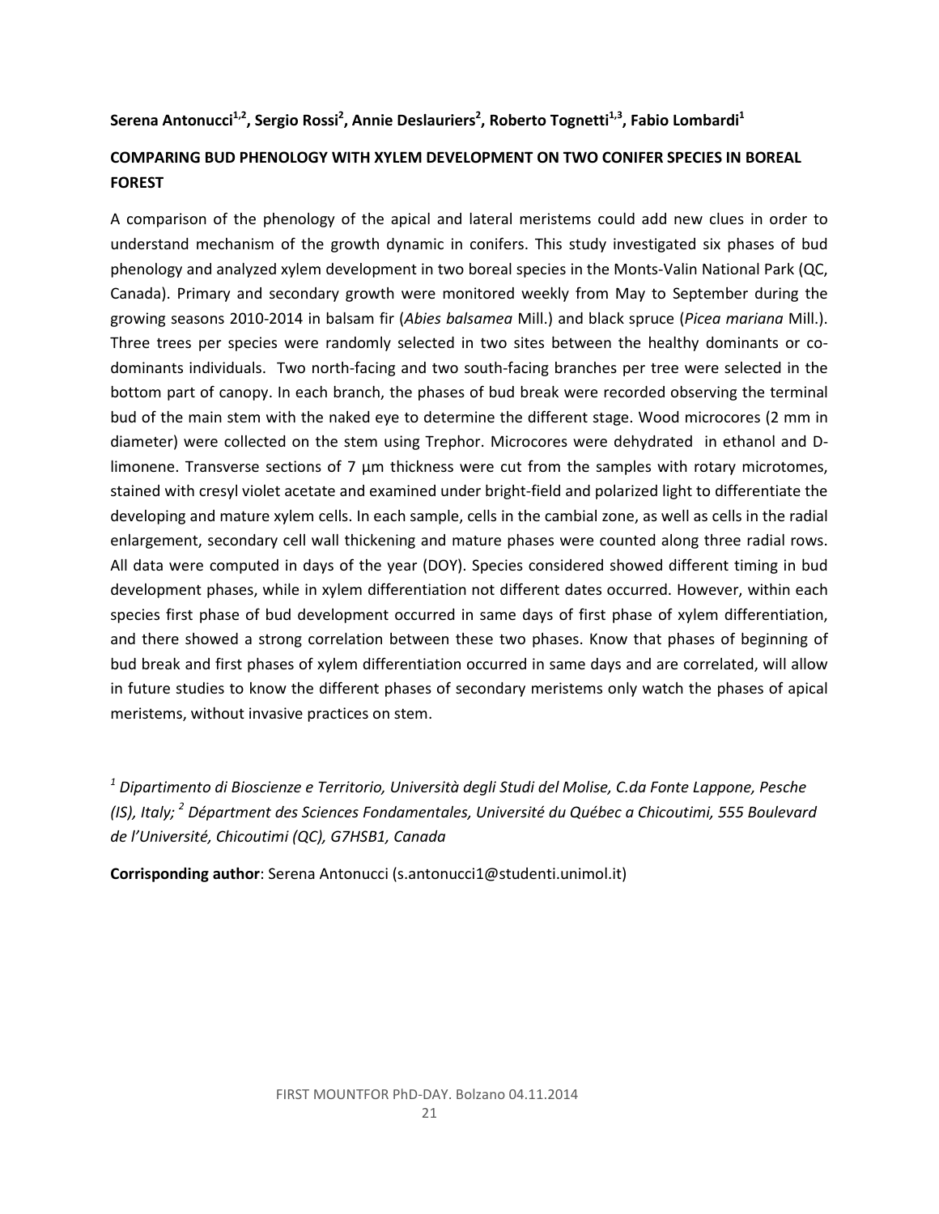**Serena Antonucci[1,2], Sergio Rossi[2], Annie Deslauriers[2], Roberto Tognetti[1,3], Fabio Lombardi[1]**

**COMPARING BUD PHENOLOGY WITH XYLEM DEVELOPMENT ON TWO CONIFER SPECIES IN BOREAL FOREST**

A comparison of the phenology of the apical and lateral meristems could add new clues in order to understand mechanism of the growth dynamic in conifers. This study investigated six phases of bud phenology and analyzed xylem development in two boreal species in the Monts-Valin National Park (QC, Canada). Primary and secondary growth were monitored weekly from May to September during the growing seasons 2010-2014 in balsam fir (*Abies balsamea* Mill.) and black spruce (*Picea mariana* Mill.). Three trees per species were randomly selected in two sites between the healthy dominants or co-dominants individuals. Two north-facing and two south-facing branches per tree were selected in the bottom part of canopy. In each branch, the phases of bud break were recorded observing the terminal bud of the main stem with the naked eye to determine the different stage. Wood microcores (2 mm in diameter) were collected on the stem using Trephor. Microcores were dehydrated in ethanol and D-limonene. Transverse sections of 7 µm thickness were cut from the samples with rotary microtomes, stained with cresyl violet acetate and examined under bright-field and polarized light to differentiate the developing and mature xylem cells. In each sample, cells in the cambial zone, as well as cells in the radial enlargement, secondary cell wall thickening and mature phases were counted along three radial rows. All data were computed in days of the year (DOY). Species considered showed different timing in bud development phases, while in xylem differentiation not different dates occurred. However, within each species first phase of bud development occurred in same days of first phase of xylem differentiation, and there showed a strong correlation between these two phases. Know that phases of beginning of bud break and first phases of xylem differentiation occurred in same days and are correlated, will allow in future studies to know the different phases of secondary meristems only watch the phases of apical meristems, without invasive practices on stem.

*[1] Dipartimento di Bioscienze e Territorio, Università degli Studi del Molise, C.da Fonte Lappone, Pesche (IS), Italy; [2] Départment des Sciences Fondamentales, Université du Québec a Chicoutimi, 555 Boulevard de l'Université, Chicoutimi (QC), G7HSB1, Canada*

**Corrisponding author**: Serena Antonucci (s.antonucci1@studenti.unimol.it)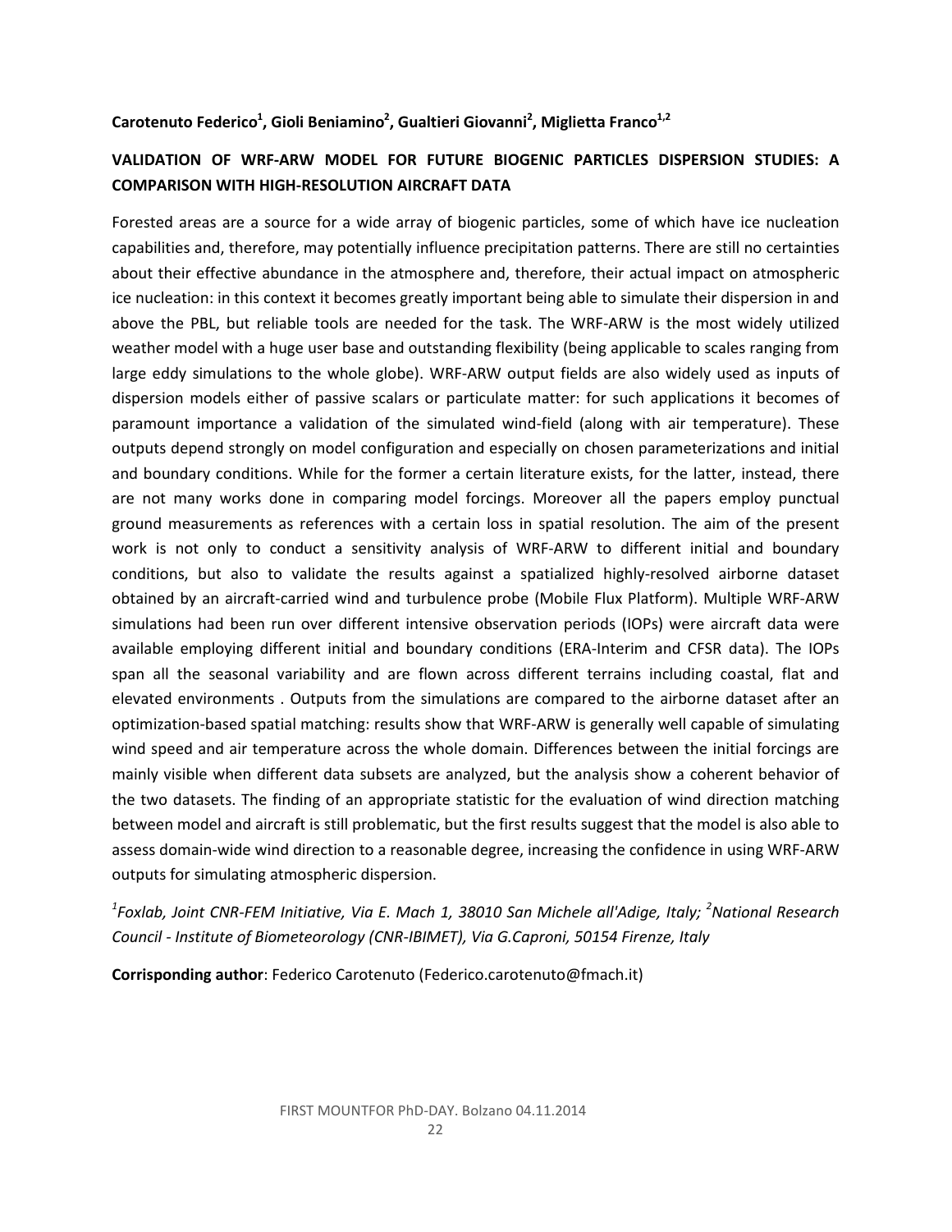**Carotenuto Federico[1], Gioli Beniamino[2], Gualtieri Giovanni[2], Miglietta Franco[1,2]**

## VALIDATION OF WRF-ARW MODEL FOR FUTURE BIOGENIC PARTICLES DISPERSION STUDIES: A COMPARISON WITH HIGH-RESOLUTION AIRCRAFT DATA

Forested areas are a source for a wide array of biogenic particles, some of which have ice nucleation capabilities and, therefore, may potentially influence precipitation patterns. There are still no certainties about their effective abundance in the atmosphere and, therefore, their actual impact on atmospheric ice nucleation: in this context it becomes greatly important being able to simulate their dispersion in and above the PBL, but reliable tools are needed for the task. The WRF-ARW is the most widely utilized weather model with a huge user base and outstanding flexibility (being applicable to scales ranging from large eddy simulations to the whole globe). WRF-ARW output fields are also widely used as inputs of dispersion models either of passive scalars or particulate matter: for such applications it becomes of paramount importance a validation of the simulated wind-field (along with air temperature). These outputs depend strongly on model configuration and especially on chosen parameterizations and initial and boundary conditions. While for the former a certain literature exists, for the latter, instead, there are not many works done in comparing model forcings. Moreover all the papers employ punctual ground measurements as references with a certain loss in spatial resolution. The aim of the present work is not only to conduct a sensitivity analysis of WRF-ARW to different initial and boundary conditions, but also to validate the results against a spatialized highly-resolved airborne dataset obtained by an aircraft-carried wind and turbulence probe (Mobile Flux Platform). Multiple WRF-ARW simulations had been run over different intensive observation periods (IOPs) were aircraft data were available employing different initial and boundary conditions (ERA-Interim and CFSR data). The IOPs span all the seasonal variability and are flown across different terrains including coastal, flat and elevated environments . Outputs from the simulations are compared to the airborne dataset after an optimization-based spatial matching: results show that WRF-ARW is generally well capable of simulating wind speed and air temperature across the whole domain. Differences between the initial forcings are mainly visible when different data subsets are analyzed, but the analysis show a coherent behavior of the two datasets. The finding of an appropriate statistic for the evaluation of wind direction matching between model and aircraft is still problematic, but the first results suggest that the model is also able to assess domain-wide wind direction to a reasonable degree, increasing the confidence in using WRF-ARW outputs for simulating atmospheric dispersion.

*[1]Foxlab, Joint CNR-FEM Initiative, Via E. Mach 1, 38010 San Michele all'Adige, Italy; [2]National Research Council - Institute of Biometeorology (CNR-IBIMET), Via G.Caproni, 50154 Firenze, Italy*

**Corrisponding author**: Federico Carotenuto (Federico.carotenuto@fmach.it)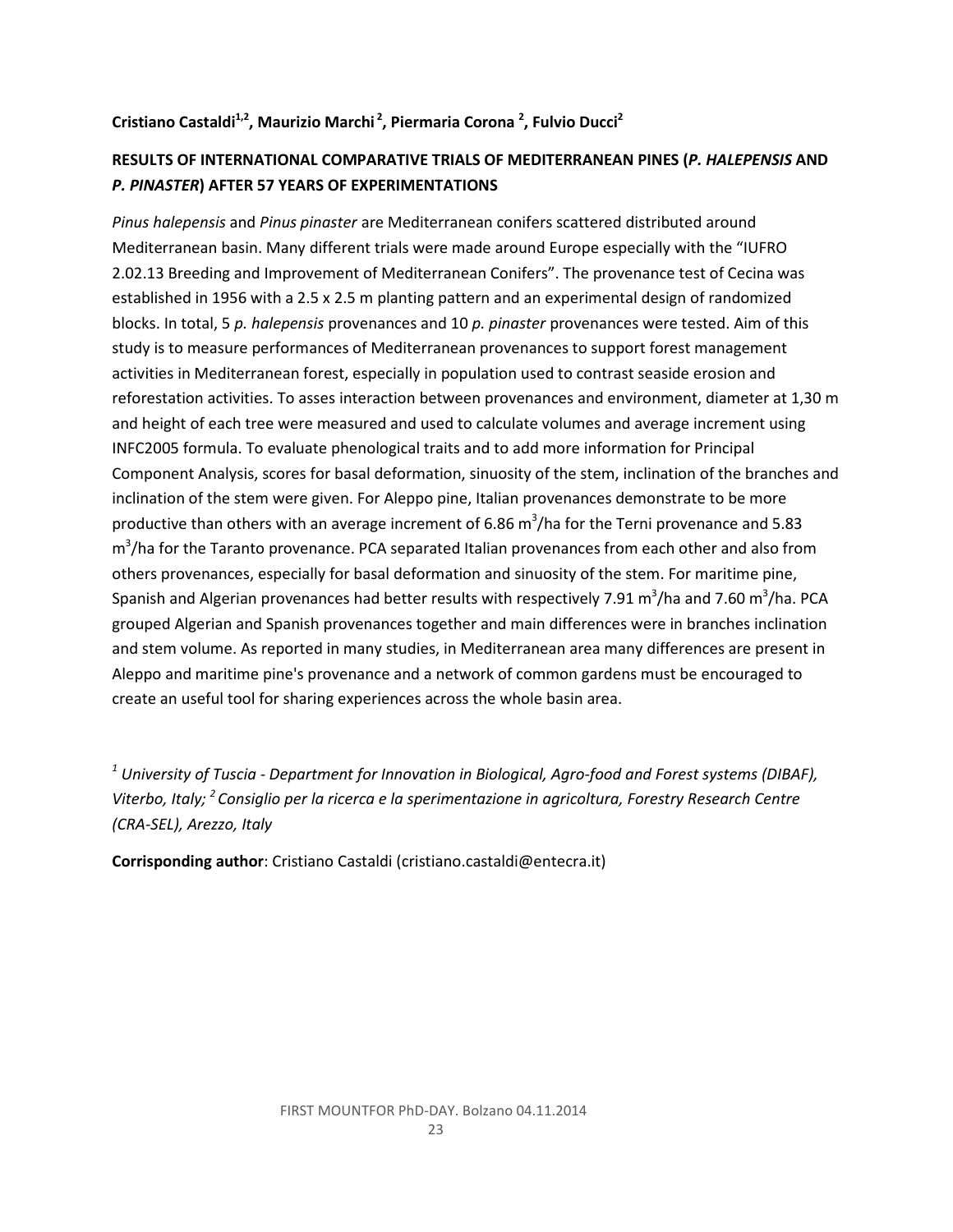**Cristiano Castaldi[1,2], Maurizio Marchi[2], Piermaria Corona [2], Fulvio Ducci[2]**

**RESULTS OF INTERNATIONAL COMPARATIVE TRIALS OF MEDITERRANEAN PINES (*P. HALEPENSIS* AND *P. PINASTER*) AFTER 57 YEARS OF EXPERIMENTATIONS**

*Pinus halepensis* and *Pinus pinaster* are Mediterranean conifers scattered distributed around Mediterranean basin. Many different trials were made around Europe especially with the "IUFRO 2.02.13 Breeding and Improvement of Mediterranean Conifers". The provenance test of Cecina was established in 1956 with a 2.5 x 2.5 m planting pattern and an experimental design of randomized blocks. In total, 5 *p. halepensis* provenances and 10 *p. pinaster* provenances were tested. Aim of this study is to measure performances of Mediterranean provenances to support forest management activities in Mediterranean forest, especially in population used to contrast seaside erosion and reforestation activities. To asses interaction between provenances and environment, diameter at 1,30 m and height of each tree were measured and used to calculate volumes and average increment using INFC2005 formula. To evaluate phenological traits and to add more information for Principal Component Analysis, scores for basal deformation, sinuosity of the stem, inclination of the branches and inclination of the stem were given. For Aleppo pine, Italian provenances demonstrate to be more productive than others with an average increment of 6.86 $m^3$/ha for the Terni provenance and 5.83 $m^3$/ha for the Taranto provenance. PCA separated Italian provenances from each other and also from others provenances, especially for basal deformation and sinuosity of the stem. For maritime pine, Spanish and Algerian provenances had better results with respectively 7.91 $m^3$/ha and 7.60 $m^3$/ha. PCA grouped Algerian and Spanish provenances together and main differences were in branches inclination and stem volume. As reported in many studies, in Mediterranean area many differences are present in Aleppo and maritime pine's provenance and a network of common gardens must be encouraged to create an useful tool for sharing experiences across the whole basin area.

*[1] University of Tuscia - Department for Innovation in Biological, Agro-food and Forest systems (DIBAF), Viterbo, Italy; [2] Consiglio per la ricerca e la sperimentazione in agricoltura, Forestry Research Centre (CRA-SEL), Arezzo, Italy*

**Corrisponding author**: Cristiano Castaldi (cristiano.castaldi@entecra.it)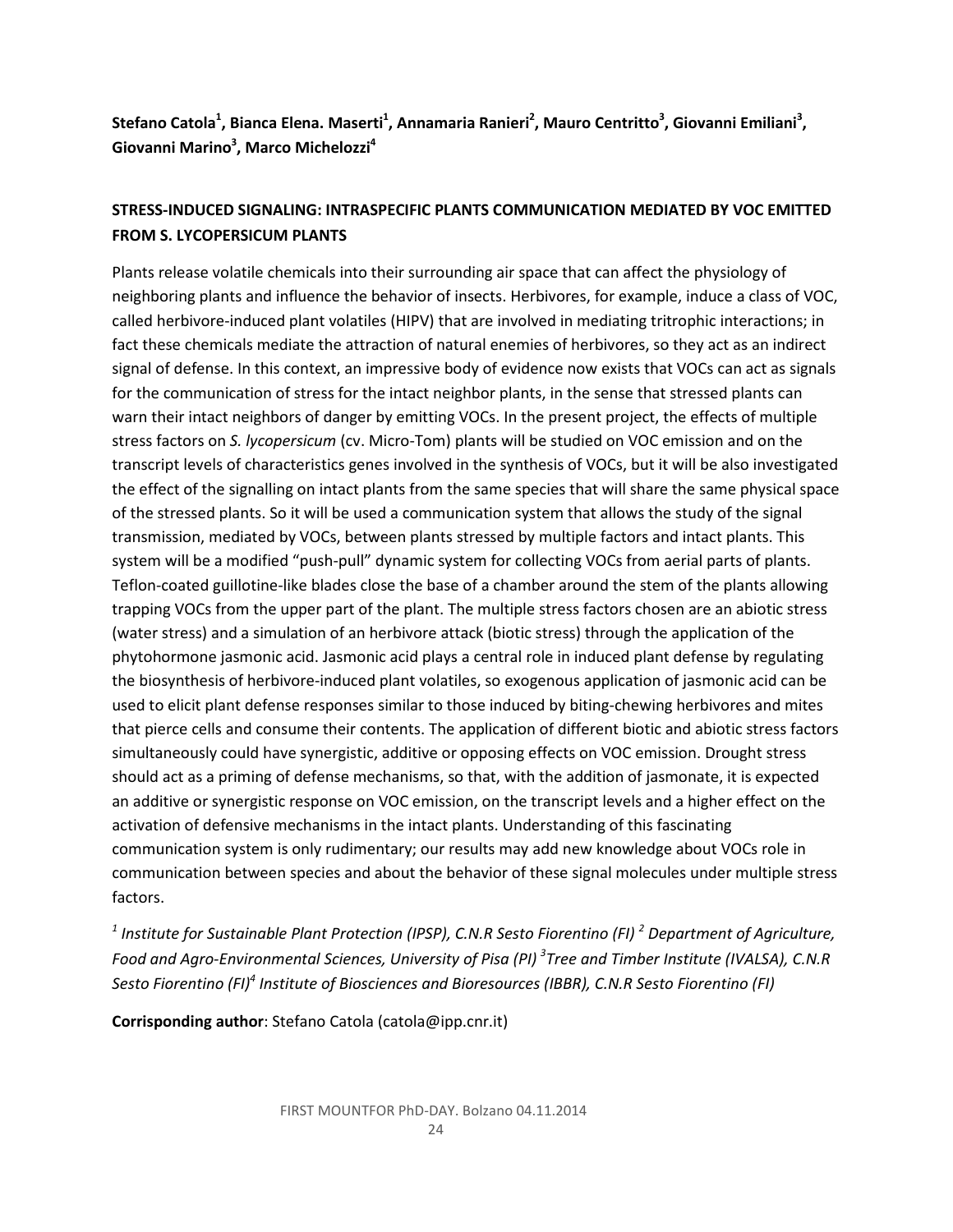**Stefano Catola[1], Bianca Elena. Maserti[1], Annamaria Ranieri[2], Mauro Centritto[3], Giovanni Emiliani[3], Giovanni Marino[3], Marco Michelozzi[4]**

## STRESS-INDUCED SIGNALING: INTRASPECIFIC PLANTS COMMUNICATION MEDIATED BY VOC EMITTED FROM S. LYCOPERSICUM PLANTS

Plants release volatile chemicals into their surrounding air space that can affect the physiology of neighboring plants and influence the behavior of insects. Herbivores, for example, induce a class of VOC, called herbivore-induced plant volatiles (HIPV) that are involved in mediating tritrophic interactions; in fact these chemicals mediate the attraction of natural enemies of herbivores, so they act as an indirect signal of defense. In this context, an impressive body of evidence now exists that VOCs can act as signals for the communication of stress for the intact neighbor plants, in the sense that stressed plants can warn their intact neighbors of danger by emitting VOCs. In the present project, the effects of multiple stress factors on *S. lycopersicum* (cv. Micro-Tom) plants will be studied on VOC emission and on the transcript levels of characteristics genes involved in the synthesis of VOCs, but it will be also investigated the effect of the signalling on intact plants from the same species that will share the same physical space of the stressed plants. So it will be used a communication system that allows the study of the signal transmission, mediated by VOCs, between plants stressed by multiple factors and intact plants. This system will be a modified "push-pull" dynamic system for collecting VOCs from aerial parts of plants. Teflon-coated guillotine-like blades close the base of a chamber around the stem of the plants allowing trapping VOCs from the upper part of the plant. The multiple stress factors chosen are an abiotic stress (water stress) and a simulation of an herbivore attack (biotic stress) through the application of the phytohormone jasmonic acid. Jasmonic acid plays a central role in induced plant defense by regulating the biosynthesis of herbivore-induced plant volatiles, so exogenous application of jasmonic acid can be used to elicit plant defense responses similar to those induced by biting-chewing herbivores and mites that pierce cells and consume their contents. The application of different biotic and abiotic stress factors simultaneously could have synergistic, additive or opposing effects on VOC emission. Drought stress should act as a priming of defense mechanisms, so that, with the addition of jasmonate, it is expected an additive or synergistic response on VOC emission, on the transcript levels and a higher effect on the activation of defensive mechanisms in the intact plants. Understanding of this fascinating communication system is only rudimentary; our results may add new knowledge about VOCs role in communication between species and about the behavior of these signal molecules under multiple stress factors.

*[1] Institute for Sustainable Plant Protection (IPSP), C.N.R Sesto Fiorentino (FI) [2] Department of Agriculture, Food and Agro-Environmental Sciences, University of Pisa (PI) [3] Tree and Timber Institute (IVALSA), C.N.R Sesto Fiorentino (FI) [4] Institute of Biosciences and Bioresources (IBBR), C.N.R Sesto Fiorentino (FI)*

**Corrisponding author**: Stefano Catola (catola@ipp.cnr.it)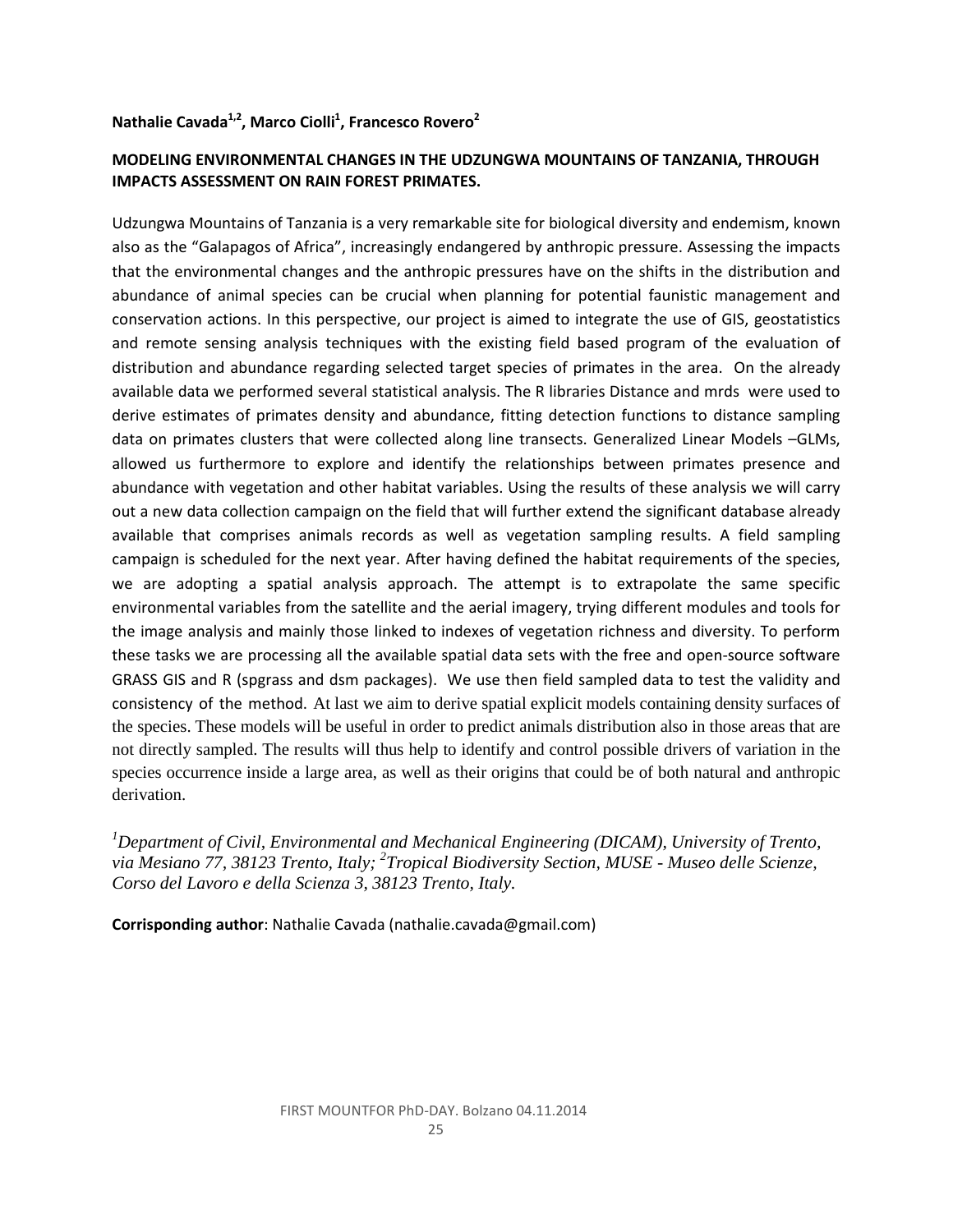**Nathalie Cavada[1,2], Marco Ciolli[1], Francesco Rovero[2]**

## MODELING ENVIRONMENTAL CHANGES IN THE UDZUNGWA MOUNTAINS OF TANZANIA, THROUGH IMPACTS ASSESSMENT ON RAIN FOREST PRIMATES.

Udzungwa Mountains of Tanzania is a very remarkable site for biological diversity and endemism, known also as the "Galapagos of Africa", increasingly endangered by anthropic pressure. Assessing the impacts that the environmental changes and the anthropic pressures have on the shifts in the distribution and abundance of animal species can be crucial when planning for potential faunistic management and conservation actions. In this perspective, our project is aimed to integrate the use of GIS, geostatistics and remote sensing analysis techniques with the existing field based program of the evaluation of distribution and abundance regarding selected target species of primates in the area. On the already available data we performed several statistical analysis. The R libraries Distance and mrds were used to derive estimates of primates density and abundance, fitting detection functions to distance sampling data on primates clusters that were collected along line transects. Generalized Linear Models –GLMs, allowed us furthermore to explore and identify the relationships between primates presence and abundance with vegetation and other habitat variables. Using the results of these analysis we will carry out a new data collection campaign on the field that will further extend the significant database already available that comprises animals records as well as vegetation sampling results. A field sampling campaign is scheduled for the next year. After having defined the habitat requirements of the species, we are adopting a spatial analysis approach. The attempt is to extrapolate the same specific environmental variables from the satellite and the aerial imagery, trying different modules and tools for the image analysis and mainly those linked to indexes of vegetation richness and diversity. To perform these tasks we are processing all the available spatial data sets with the free and open-source software GRASS GIS and R (spgrass and dsm packages). We use then field sampled data to test the validity and consistency of the method. At last we aim to derive spatial explicit models containing density surfaces of the species. These models will be useful in order to predict animals distribution also in those areas that are not directly sampled. The results will thus help to identify and control possible drivers of variation in the species occurrence inside a large area, as well as their origins that could be of both natural and anthropic derivation.

*[1]Department of Civil, Environmental and Mechanical Engineering (DICAM), University of Trento, via Mesiano 77, 38123 Trento, Italy; [2]Tropical Biodiversity Section, MUSE - Museo delle Scienze, Corso del Lavoro e della Scienza 3, 38123 Trento, Italy.*

**Corrisponding author**: Nathalie Cavada (nathalie.cavada@gmail.com)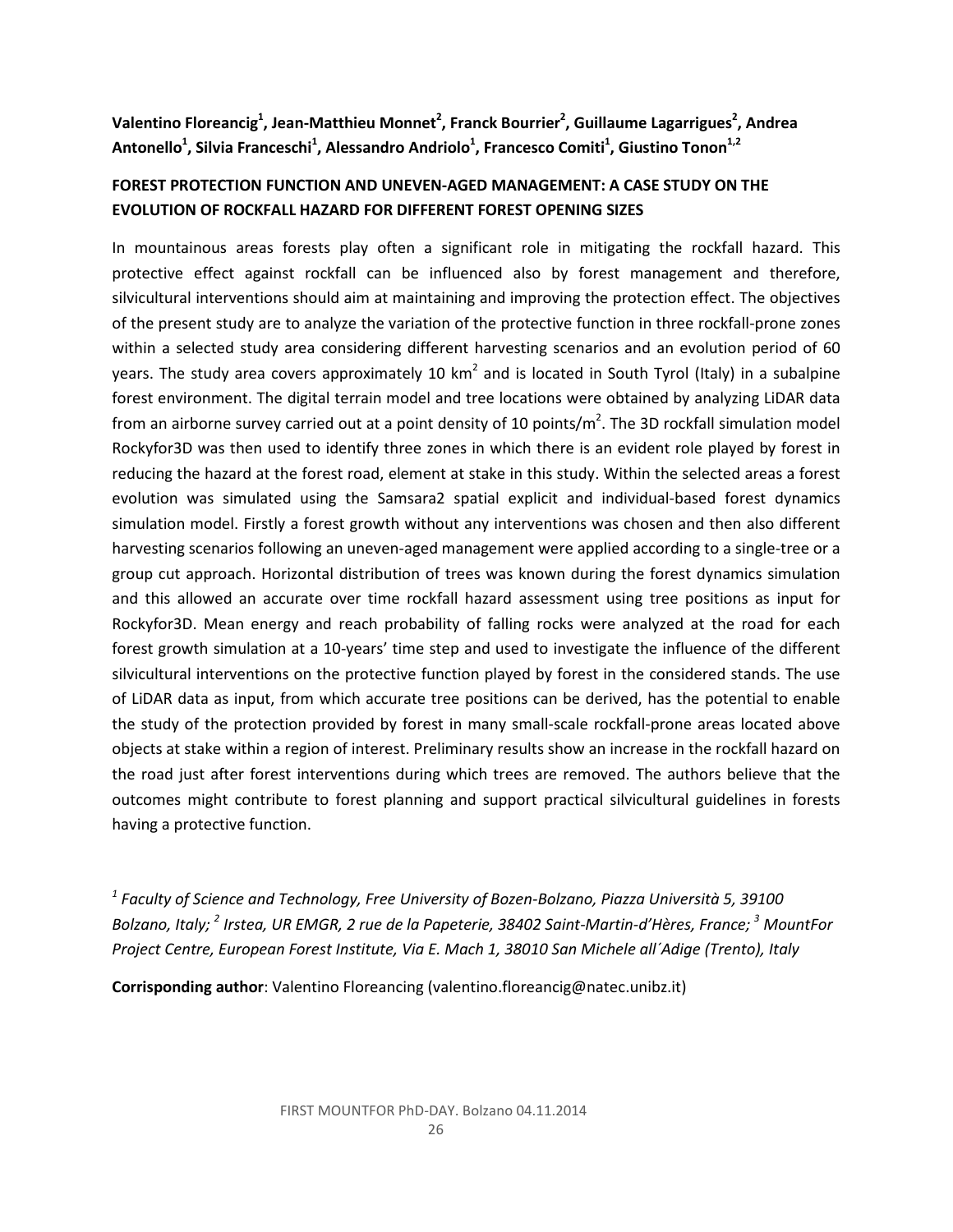**Valentino Floreancig[1], Jean-Matthieu Monnet[2], Franck Bourrier[2], Guillaume Lagarrigues[2], Andrea Antonello[1], Silvia Franceschi[1], Alessandro Andriolo[1], Francesco Comiti[1], Giustino Tonon[1,2]**

**FOREST PROTECTION FUNCTION AND UNEVEN-AGED MANAGEMENT: A CASE STUDY ON THE EVOLUTION OF ROCKFALL HAZARD FOR DIFFERENT FOREST OPENING SIZES**

In mountainous areas forests play often a significant role in mitigating the rockfall hazard. This protective effect against rockfall can be influenced also by forest management and therefore, silvicultural interventions should aim at maintaining and improving the protection effect. The objectives of the present study are to analyze the variation of the protective function in three rockfall-prone zones within a selected study area considering different harvesting scenarios and an evolution period of 60 years. The study area covers approximately 10 km$^2$ and is located in South Tyrol (Italy) in a subalpine forest environment. The digital terrain model and tree locations were obtained by analyzing LiDAR data from an airborne survey carried out at a point density of 10 points/m$^2$. The 3D rockfall simulation model Rockyfor3D was then used to identify three zones in which there is an evident role played by forest in reducing the hazard at the forest road, element at stake in this study. Within the selected areas a forest evolution was simulated using the Samsara2 spatial explicit and individual-based forest dynamics simulation model. Firstly a forest growth without any interventions was chosen and then also different harvesting scenarios following an uneven-aged management were applied according to a single-tree or a group cut approach. Horizontal distribution of trees was known during the forest dynamics simulation and this allowed an accurate over time rockfall hazard assessment using tree positions as input for Rockyfor3D. Mean energy and reach probability of falling rocks were analyzed at the road for each forest growth simulation at a 10-years' time step and used to investigate the influence of the different silvicultural interventions on the protective function played by forest in the considered stands. The use of LiDAR data as input, from which accurate tree positions can be derived, has the potential to enable the study of the protection provided by forest in many small-scale rockfall-prone areas located above objects at stake within a region of interest. Preliminary results show an increase in the rockfall hazard on the road just after forest interventions during which trees are removed. The authors believe that the outcomes might contribute to forest planning and support practical silvicultural guidelines in forests having a protective function.

*[1] Faculty of Science and Technology, Free University of Bozen-Bolzano, Piazza Università 5, 39100 Bolzano, Italy; [2] Irstea, UR EMGR, 2 rue de la Papeterie, 38402 Saint-Martin-d'Hères, France; [3] MountFor Project Centre, European Forest Institute, Via E. Mach 1, 38010 San Michele all´Adige (Trento), Italy*

**Corrisponding author**: Valentino Floreancing (valentino.floreancig@natec.unibz.it)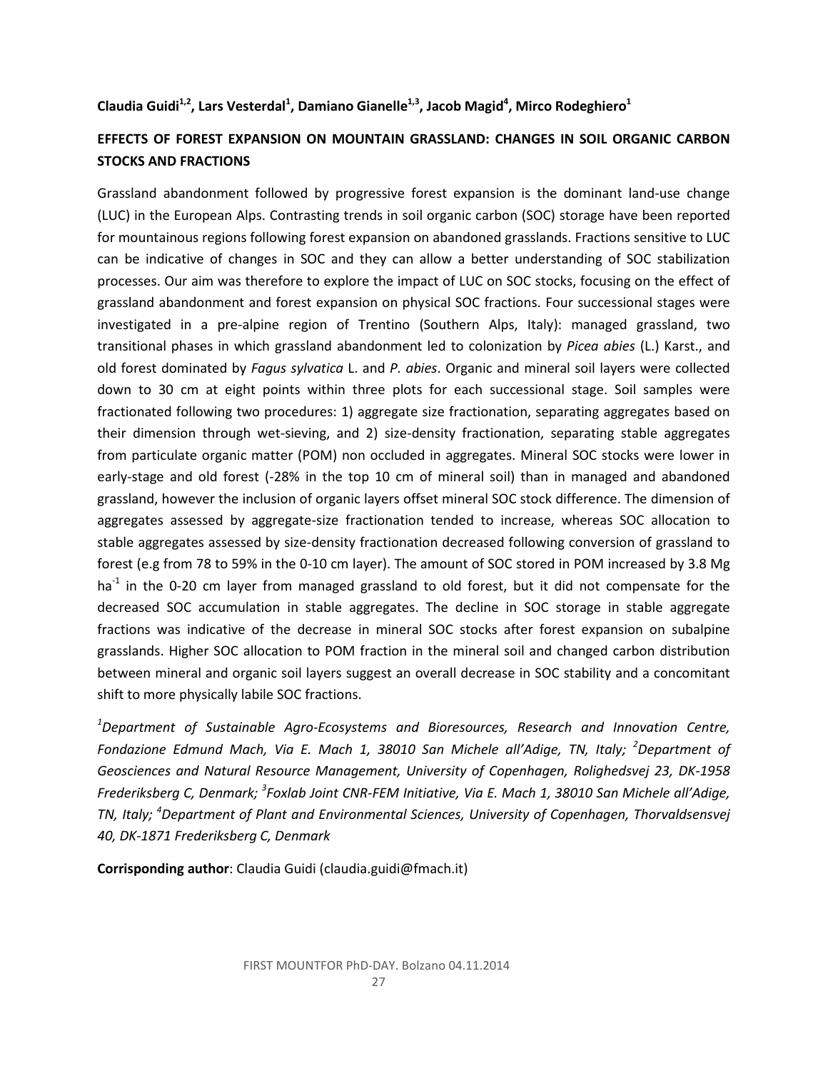**Claudia Guidi[1,2], Lars Vesterdal[1], Damiano Gianelle[1,3], Jacob Magid[4], Mirco Rodeghiero[1]**

## EFFECTS OF FOREST EXPANSION ON MOUNTAIN GRASSLAND: CHANGES IN SOIL ORGANIC CARBON STOCKS AND FRACTIONS

Grassland abandonment followed by progressive forest expansion is the dominant land-use change (LUC) in the European Alps. Contrasting trends in soil organic carbon (SOC) storage have been reported for mountainous regions following forest expansion on abandoned grasslands. Fractions sensitive to LUC can be indicative of changes in SOC and they can allow a better understanding of SOC stabilization processes. Our aim was therefore to explore the impact of LUC on SOC stocks, focusing on the effect of grassland abandonment and forest expansion on physical SOC fractions. Four successional stages were investigated in a pre-alpine region of Trentino (Southern Alps, Italy): managed grassland, two transitional phases in which grassland abandonment led to colonization by *Picea abies* (L.) Karst., and old forest dominated by *Fagus sylvatica* L. and *P. abies*. Organic and mineral soil layers were collected down to 30 cm at eight points within three plots for each successional stage. Soil samples were fractionated following two procedures: 1) aggregate size fractionation, separating aggregates based on their dimension through wet-sieving, and 2) size-density fractionation, separating stable aggregates from particulate organic matter (POM) non occluded in aggregates. Mineral SOC stocks were lower in early-stage and old forest (-28% in the top 10 cm of mineral soil) than in managed and abandoned grassland, however the inclusion of organic layers offset mineral SOC stock difference. The dimension of aggregates assessed by aggregate-size fractionation tended to increase, whereas SOC allocation to stable aggregates assessed by size-density fractionation decreased following conversion of grassland to forest (e.g from 78 to 59% in the 0-10 cm layer). The amount of SOC stored in POM increased by 3.8 Mg ha$^{-1}$ in the 0-20 cm layer from managed grassland to old forest, but it did not compensate for the decreased SOC accumulation in stable aggregates. The decline in SOC storage in stable aggregate fractions was indicative of the decrease in mineral SOC stocks after forest expansion on subalpine grasslands. Higher SOC allocation to POM fraction in the mineral soil and changed carbon distribution between mineral and organic soil layers suggest an overall decrease in SOC stability and a concomitant shift to more physically labile SOC fractions.

*[1]Department of Sustainable Agro-Ecosystems and Bioresources, Research and Innovation Centre, Fondazione Edmund Mach, Via E. Mach 1, 38010 San Michele all'Adige, TN, Italy; [2]Department of Geosciences and Natural Resource Management, University of Copenhagen, Rolighedsvej 23, DK-1958 Frederiksberg C, Denmark; [3]Foxlab Joint CNR-FEM Initiative, Via E. Mach 1, 38010 San Michele all'Adige, TN, Italy; [4]Department of Plant and Environmental Sciences, University of Copenhagen, Thorvaldsensvej 40, DK-1871 Frederiksberg C, Denmark*

**Corrisponding author**: Claudia Guidi (claudia.guidi@fmach.it)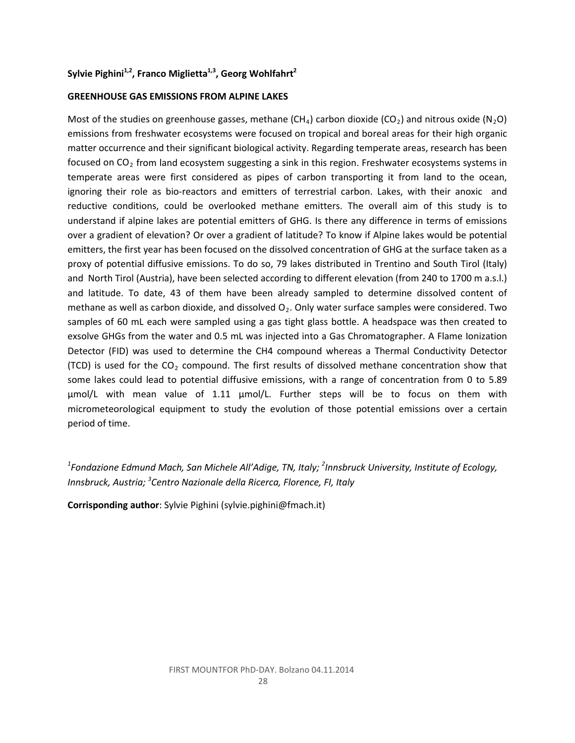**Sylvie Pighini[1,2], Franco Miglietta[1,3], Georg Wohlfahrt[2]**

**GREENHOUSE GAS EMISSIONS FROM ALPINE LAKES**

Most of the studies on greenhouse gasses, methane ($CH_4$) carbon dioxide ($CO_2$) and nitrous oxide ($N_2O$) emissions from freshwater ecosystems were focused on tropical and boreal areas for their high organic matter occurrence and their significant biological activity. Regarding temperate areas, research has been focused on $CO_2$ from land ecosystem suggesting a sink in this region. Freshwater ecosystems systems in temperate areas were first considered as pipes of carbon transporting it from land to the ocean, ignoring their role as bio-reactors and emitters of terrestrial carbon. Lakes, with their anoxic and reductive conditions, could be overlooked methane emitters. The overall aim of this study is to understand if alpine lakes are potential emitters of GHG. Is there any difference in terms of emissions over a gradient of elevation? Or over a gradient of latitude? To know if Alpine lakes would be potential emitters, the first year has been focused on the dissolved concentration of GHG at the surface taken as a proxy of potential diffusive emissions. To do so, 79 lakes distributed in Trentino and South Tirol (Italy) and North Tirol (Austria), have been selected according to different elevation (from 240 to 1700 m a.s.l.) and latitude. To date, 43 of them have been already sampled to determine dissolved content of methane as well as carbon dioxide, and dissolved $O_2$. Only water surface samples were considered. Two samples of 60 mL each were sampled using a gas tight glass bottle. A headspace was then created to exsolve GHGs from the water and 0.5 mL was injected into a Gas Chromatographer. A Flame Ionization Detector (FID) was used to determine the CH4 compound whereas a Thermal Conductivity Detector (TCD) is used for the $CO_2$ compound. The first results of dissolved methane concentration show that some lakes could lead to potential diffusive emissions, with a range of concentration from 0 to 5.89 µmol/L with mean value of 1.11 µmol/L. Further steps will be to focus on them with micrometeorological equipment to study the evolution of those potential emissions over a certain period of time.

*[1]Fondazione Edmund Mach, San Michele All'Adige, TN, Italy; [2]Innsbruck University, Institute of Ecology, Innsbruck, Austria; [3]Centro Nazionale della Ricerca, Florence, FI, Italy*

**Corrisponding author**: Sylvie Pighini (sylvie.pighini@fmach.it)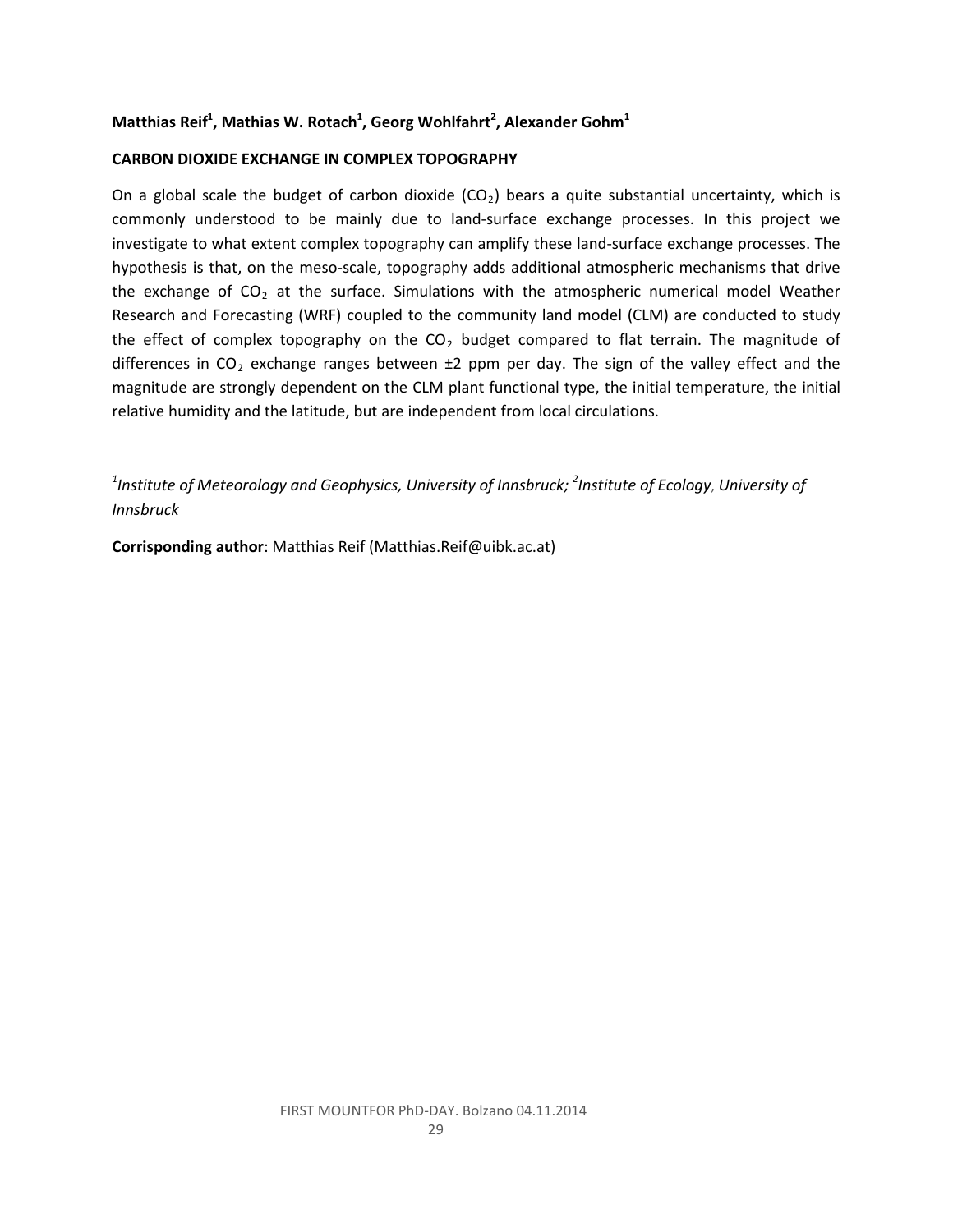**Matthias Reif[1], Mathias W. Rotach[1], Georg Wohlfahrt[2], Alexander Gohm[1]**

**CARBON DIOXIDE EXCHANGE IN COMPLEX TOPOGRAPHY**

On a global scale the budget of carbon dioxide ($CO_2$) bears a quite substantial uncertainty, which is commonly understood to be mainly due to land-surface exchange processes. In this project we investigate to what extent complex topography can amplify these land-surface exchange processes. The hypothesis is that, on the meso-scale, topography adds additional atmospheric mechanisms that drive the exchange of $CO_2$ at the surface. Simulations with the atmospheric numerical model Weather Research and Forecasting (WRF) coupled to the community land model (CLM) are conducted to study the effect of complex topography on the $CO_2$ budget compared to flat terrain. The magnitude of differences in $CO_2$ exchange ranges between ±2 ppm per day. The sign of the valley effect and the magnitude are strongly dependent on the CLM plant functional type, the initial temperature, the initial relative humidity and the latitude, but are independent from local circulations.

*[1]Institute of Meteorology and Geophysics, University of Innsbruck; [2]Institute of Ecology, University of Innsbruck*

**Corrisponding author**: Matthias Reif (Matthias.Reif@uibk.ac.at)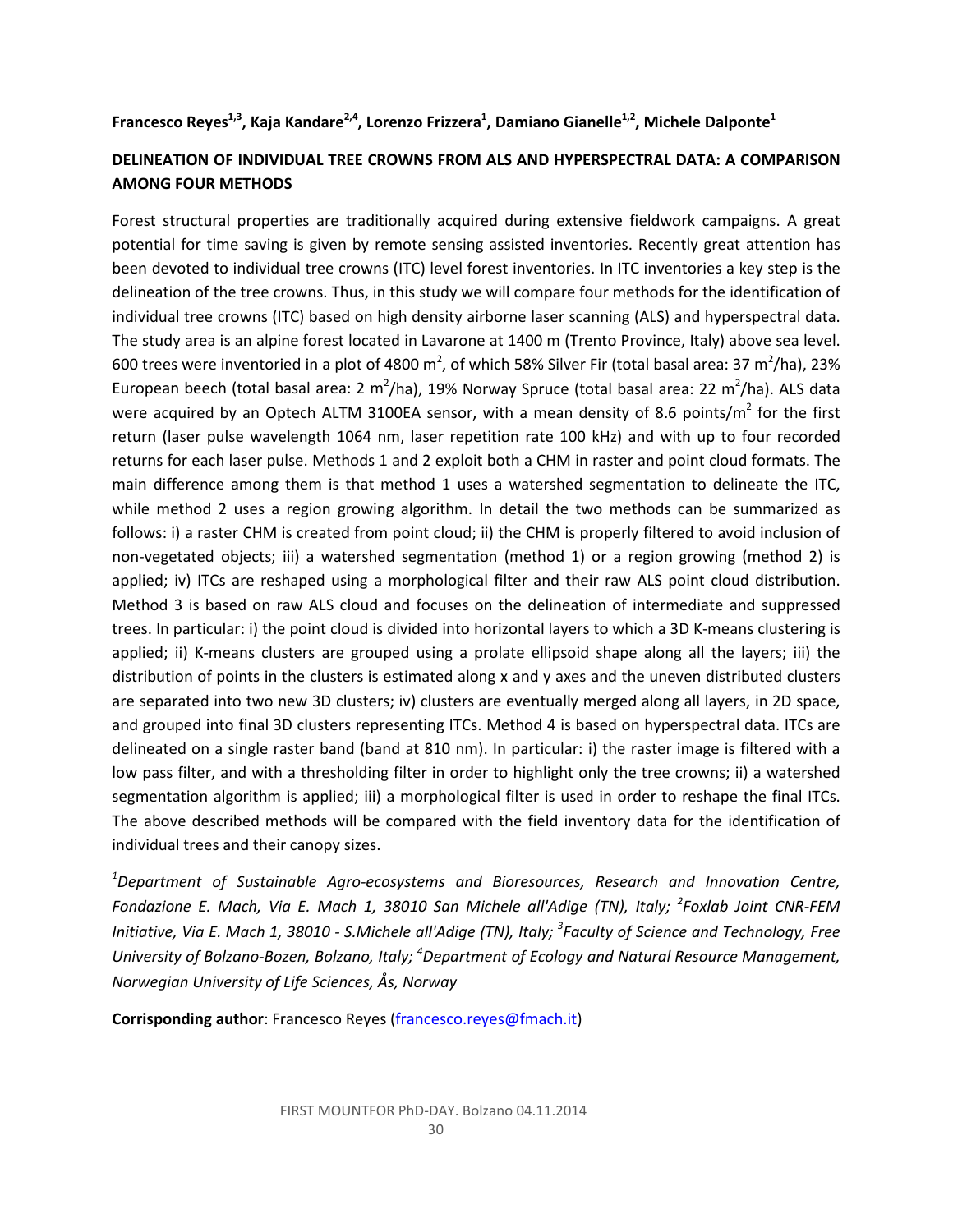**Francesco Reyes[1,3], Kaja Kandare[2,4], Lorenzo Frizzera[1], Damiano Gianelle[1,2], Michele Dalponte[1]**

## DELINEATION OF INDIVIDUAL TREE CROWNS FROM ALS AND HYPERSPECTRAL DATA: A COMPARISON AMONG FOUR METHODS

Forest structural properties are traditionally acquired during extensive fieldwork campaigns. A great potential for time saving is given by remote sensing assisted inventories. Recently great attention has been devoted to individual tree crowns (ITC) level forest inventories. In ITC inventories a key step is the delineation of the tree crowns. Thus, in this study we will compare four methods for the identification of individual tree crowns (ITC) based on high density airborne laser scanning (ALS) and hyperspectral data. The study area is an alpine forest located in Lavarone at 1400 m (Trento Province, Italy) above sea level. 600 trees were inventoried in a plot of 4800 $m^2$, of which 58% Silver Fir (total basal area: 37 $m^2$/ha), 23% European beech (total basal area: 2 $m^2$/ha), 19% Norway Spruce (total basal area: 22 $m^2$/ha). ALS data were acquired by an Optech ALTM 3100EA sensor, with a mean density of 8.6 points/$m^2$ for the first return (laser pulse wavelength 1064 nm, laser repetition rate 100 kHz) and with up to four recorded returns for each laser pulse. Methods 1 and 2 exploit both a CHM in raster and point cloud formats. The main difference among them is that method 1 uses a watershed segmentation to delineate the ITC, while method 2 uses a region growing algorithm. In detail the two methods can be summarized as follows: i) a raster CHM is created from point cloud; ii) the CHM is properly filtered to avoid inclusion of non-vegetated objects; iii) a watershed segmentation (method 1) or a region growing (method 2) is applied; iv) ITCs are reshaped using a morphological filter and their raw ALS point cloud distribution. Method 3 is based on raw ALS cloud and focuses on the delineation of intermediate and suppressed trees. In particular: i) the point cloud is divided into horizontal layers to which a 3D K-means clustering is applied; ii) K-means clusters are grouped using a prolate ellipsoid shape along all the layers; iii) the distribution of points in the clusters is estimated along x and y axes and the uneven distributed clusters are separated into two new 3D clusters; iv) clusters are eventually merged along all layers, in 2D space, and grouped into final 3D clusters representing ITCs. Method 4 is based on hyperspectral data. ITCs are delineated on a single raster band (band at 810 nm). In particular: i) the raster image is filtered with a low pass filter, and with a thresholding filter in order to highlight only the tree crowns; ii) a watershed segmentation algorithm is applied; iii) a morphological filter is used in order to reshape the final ITCs. The above described methods will be compared with the field inventory data for the identification of individual trees and their canopy sizes.

*[1]Department of Sustainable Agro-ecosystems and Bioresources, Research and Innovation Centre, Fondazione E. Mach, Via E. Mach 1, 38010 San Michele all'Adige (TN), Italy; [2]Foxlab Joint CNR-FEM Initiative, Via E. Mach 1, 38010 - S.Michele all'Adige (TN), Italy; [3]Faculty of Science and Technology, Free University of Bolzano-Bozen, Bolzano, Italy; [4]Department of Ecology and Natural Resource Management, Norwegian University of Life Sciences, Ås, Norway*

**Corrisponding author**: Francesco Reyes (francesco.reyes@fmach.it)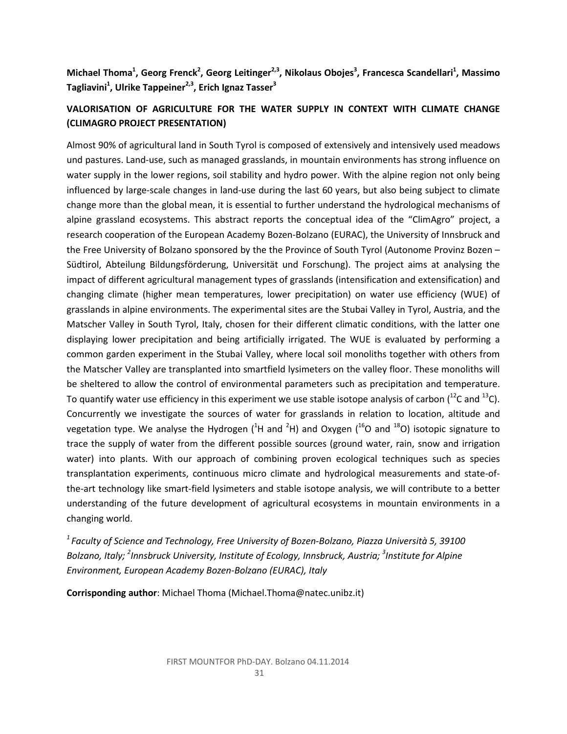**Michael Thoma[1], Georg Frenck[2], Georg Leitinger[2,3], Nikolaus Obojes[3], Francesca Scandellari[1], Massimo Tagliavini[1], Ulrike Tappeiner[2,3], Erich Ignaz Tasser[3]**

## VALORISATION OF AGRICULTURE FOR THE WATER SUPPLY IN CONTEXT WITH CLIMATE CHANGE (CLIMAGRO PROJECT PRESENTATION)

Almost 90% of agricultural land in South Tyrol is composed of extensively and intensively used meadows und pastures. Land-use, such as managed grasslands, in mountain environments has strong influence on water supply in the lower regions, soil stability and hydro power. With the alpine region not only being influenced by large-scale changes in land-use during the last 60 years, but also being subject to climate change more than the global mean, it is essential to further understand the hydrological mechanisms of alpine grassland ecosystems. This abstract reports the conceptual idea of the "ClimAgro" project, a research cooperation of the European Academy Bozen-Bolzano (EURAC), the University of Innsbruck and the Free University of Bolzano sponsored by the the Province of South Tyrol (Autonome Provinz Bozen – Südtirol, Abteilung Bildungsförderung, Universität und Forschung). The project aims at analysing the impact of different agricultural management types of grasslands (intensification and extensification) and changing climate (higher mean temperatures, lower precipitation) on water use efficiency (WUE) of grasslands in alpine environments. The experimental sites are the Stubai Valley in Tyrol, Austria, and the Matscher Valley in South Tyrol, Italy, chosen for their different climatic conditions, with the latter one displaying lower precipitation and being artificially irrigated. The WUE is evaluated by performing a common garden experiment in the Stubai Valley, where local soil monoliths together with others from the Matscher Valley are transplanted into smartfield lysimeters on the valley floor. These monoliths will be sheltered to allow the control of environmental parameters such as precipitation and temperature. To quantify water use efficiency in this experiment we use stable isotope analysis of carbon ($^{12}C$ and $^{13}C$). Concurrently we investigate the sources of water for grasslands in relation to location, altitude and vegetation type. We analyse the Hydrogen ($^{1}H$ and $^{2}H$) and Oxygen ($^{16}O$ and $^{18}O$) isotopic signature to trace the supply of water from the different possible sources (ground water, rain, snow and irrigation water) into plants. With our approach of combining proven ecological techniques such as species transplantation experiments, continuous micro climate and hydrological measurements and state-of-the-art technology like smart-field lysimeters and stable isotope analysis, we will contribute to a better understanding of the future development of agricultural ecosystems in mountain environments in a changing world.

*[1] Faculty of Science and Technology, Free University of Bozen-Bolzano, Piazza Università 5, 39100 Bolzano, Italy; [2] Innsbruck University, Institute of Ecology, Innsbruck, Austria; [3] Institute for Alpine Environment, European Academy Bozen-Bolzano (EURAC), Italy*

**Corrisponding author**: Michael Thoma (Michael.Thoma@natec.unibz.it)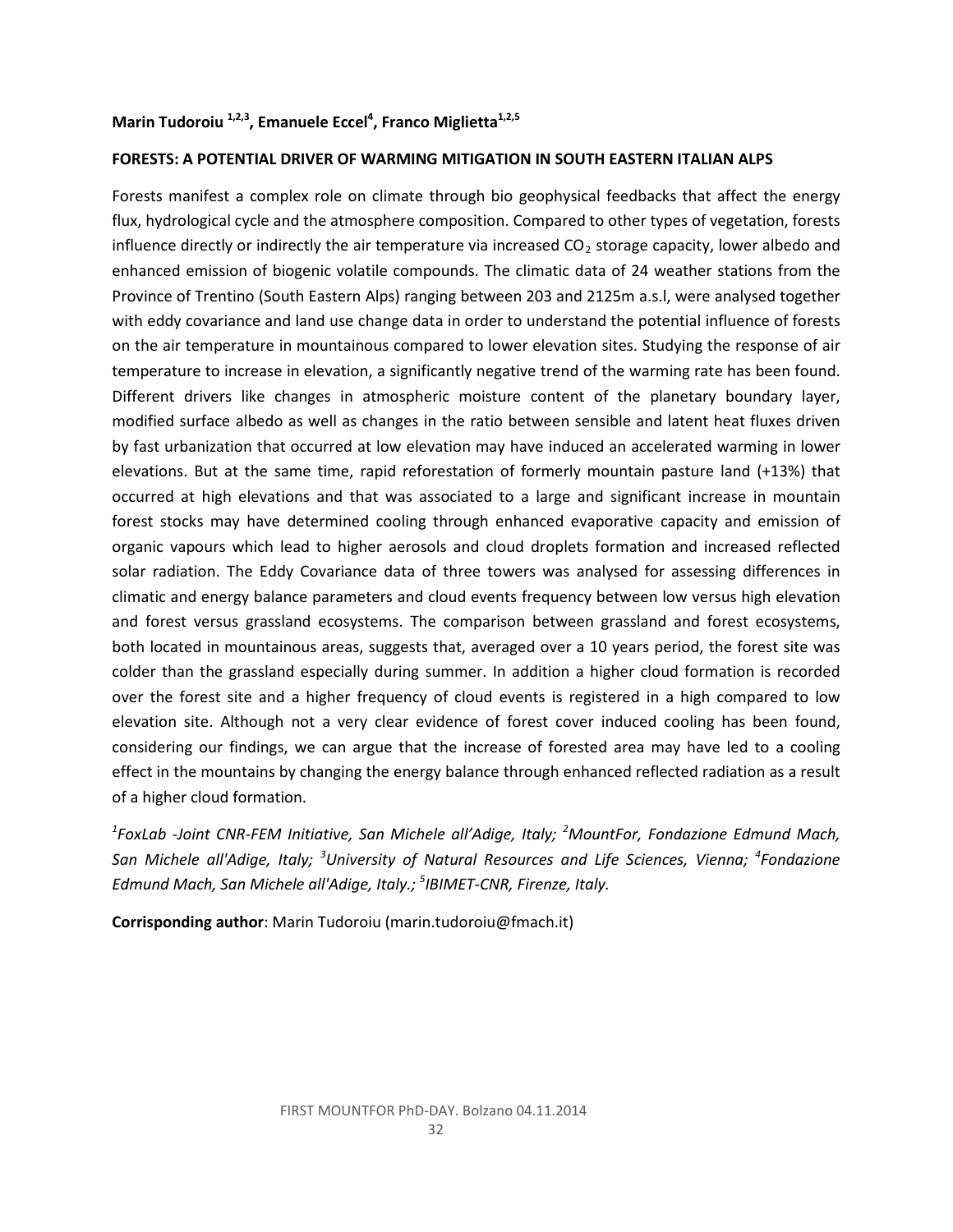**Marin Tudoroiu [1,2,3], Emanuele Eccel[4], Franco Miglietta[1,2,5]**

**FORESTS: A POTENTIAL DRIVER OF WARMING MITIGATION IN SOUTH EASTERN ITALIAN ALPS**

Forests manifest a complex role on climate through bio geophysical feedbacks that affect the energy flux, hydrological cycle and the atmosphere composition. Compared to other types of vegetation, forests influence directly or indirectly the air temperature via increased $CO_2$ storage capacity, lower albedo and enhanced emission of biogenic volatile compounds. The climatic data of 24 weather stations from the Province of Trentino (South Eastern Alps) ranging between 203 and 2125m a.s.l, were analysed together with eddy covariance and land use change data in order to understand the potential influence of forests on the air temperature in mountainous compared to lower elevation sites. Studying the response of air temperature to increase in elevation, a significantly negative trend of the warming rate has been found. Different drivers like changes in atmospheric moisture content of the planetary boundary layer, modified surface albedo as well as changes in the ratio between sensible and latent heat fluxes driven by fast urbanization that occurred at low elevation may have induced an accelerated warming in lower elevations. But at the same time, rapid reforestation of formerly mountain pasture land (+13%) that occurred at high elevations and that was associated to a large and significant increase in mountain forest stocks may have determined cooling through enhanced evaporative capacity and emission of organic vapours which lead to higher aerosols and cloud droplets formation and increased reflected solar radiation. The Eddy Covariance data of three towers was analysed for assessing differences in climatic and energy balance parameters and cloud events frequency between low versus high elevation and forest versus grassland ecosystems. The comparison between grassland and forest ecosystems, both located in mountainous areas, suggests that, averaged over a 10 years period, the forest site was colder than the grassland especially during summer. In addition a higher cloud formation is recorded over the forest site and a higher frequency of cloud events is registered in a high compared to low elevation site. Although not a very clear evidence of forest cover induced cooling has been found, considering our findings, we can argue that the increase of forested area may have led to a cooling effect in the mountains by changing the energy balance through enhanced reflected radiation as a result of a higher cloud formation.

*[1]FoxLab -Joint CNR-FEM Initiative, San Michele all'Adige, Italy; [2]MountFor, Fondazione Edmund Mach, San Michele all'Adige, Italy; [3]University of Natural Resources and Life Sciences, Vienna; [4]Fondazione Edmund Mach, San Michele all'Adige, Italy.; [5]IBIMET-CNR, Firenze, Italy.*

**Corrisponding author**: Marin Tudoroiu (marin.tudoroiu@fmach.it)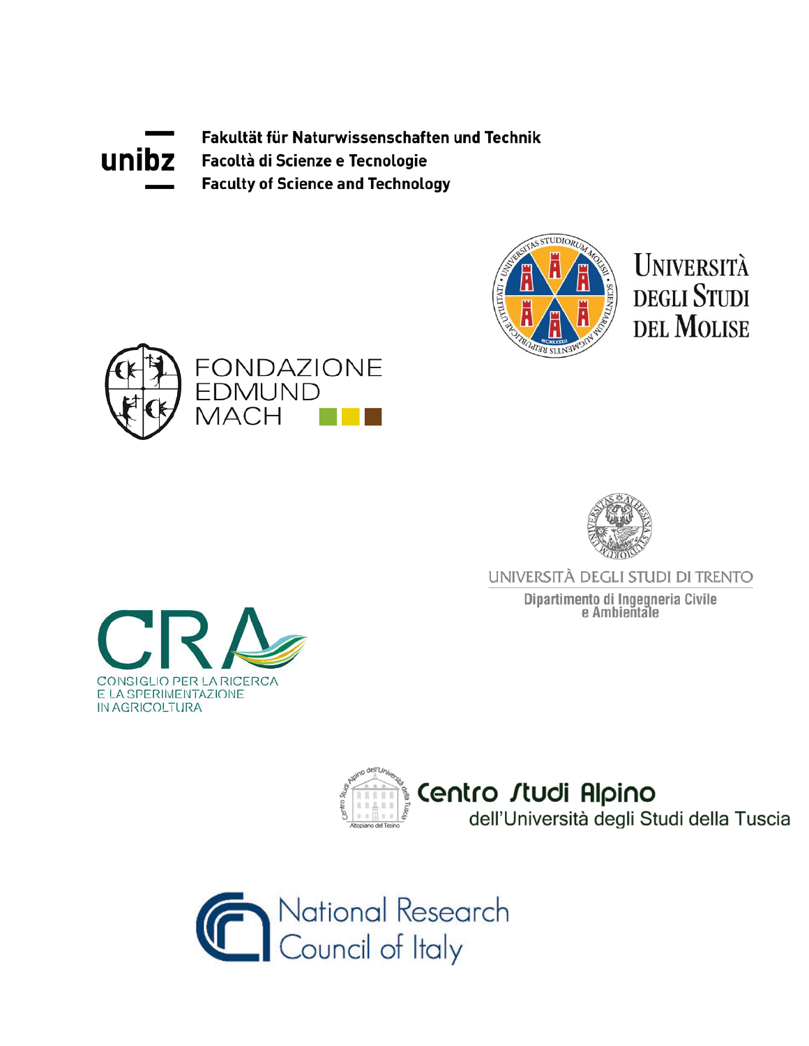unibz

Fakultät für Naturwissenschaften und Technik
Facoltà di Scienze e Tecnologie
Faculty of Science and Technology

Università degli Studi del Molise

Fondazione Edmund Mach

Università degli Studi di Trento
Dipartimento di Ingegneria Civile e Ambientale

CRA
Consiglio per la Ricerca e la Sperimentazione in Agricoltura

Centro Studi Alpino dell'Università degli Studi della Tuscia

National Research Council of Italy